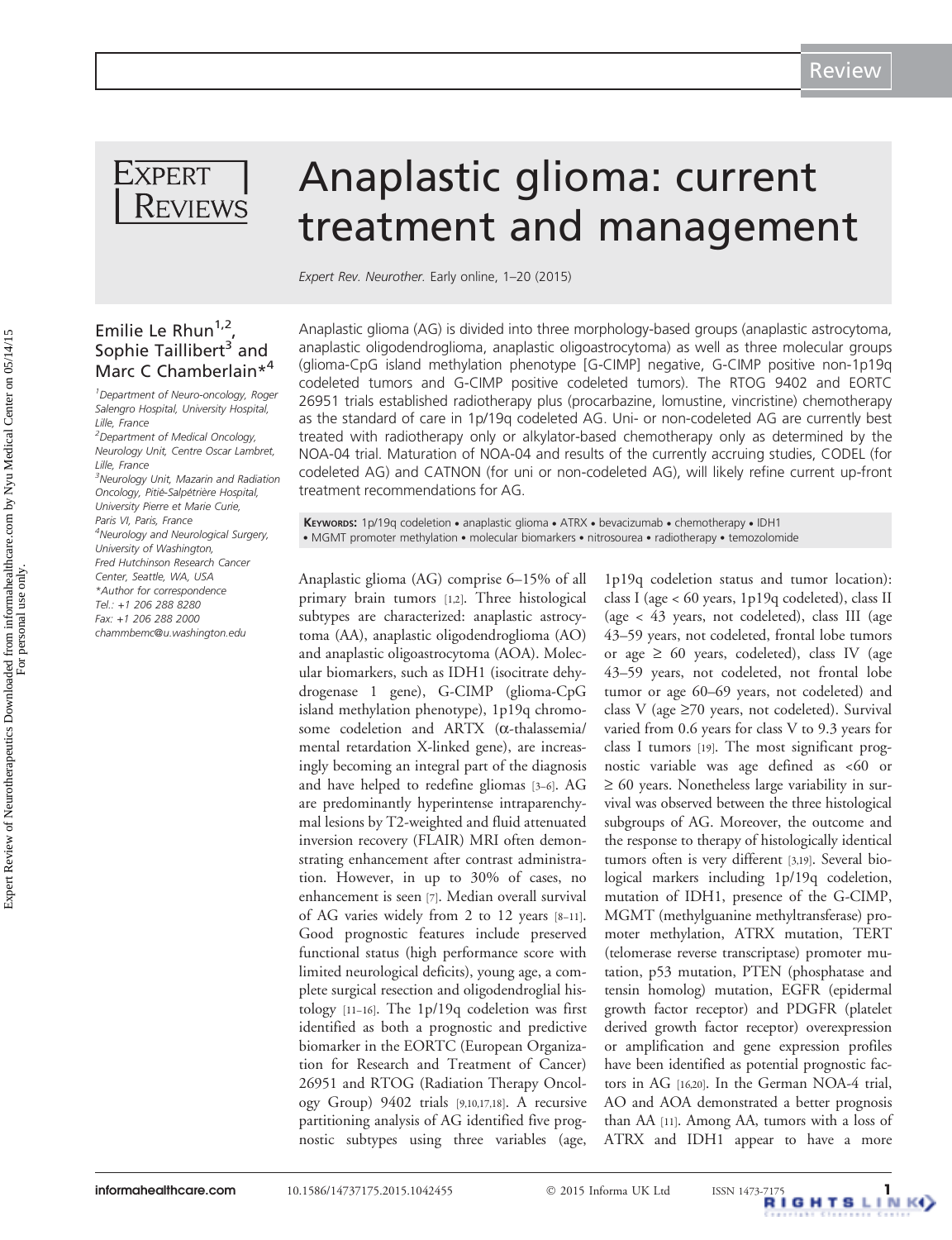Review

# Anaplastic glioma: current treatment and management

*Expert Rev. Neurother.* Early online, 1–20 (2015)

**Emilie Le Rhun[1,2], Sophie Taillibert[3] and Marc C Chamberlain*[4]**

[1]Department of Neuro-oncology, Roger Salengro Hospital, University Hospital, Lille, France
[2]Department of Medical Oncology, Neurology Unit, Centre Oscar Lambret, Lille, France
[3]Neurology Unit, Mazarin and Radiation Oncology, Pitié-Salpétrière Hospital, University Pierre et Marie Curie, Paris VI, Paris, France
[4]Neurology and Neurological Surgery, University of Washington, Fred Hutchinson Research Cancer Center, Seattle, WA, USA
*Author for correspondence
Tel.: +1 206 288 8280
Fax: +1 206 288 2000
chammbemc@u.washington.edu

Anaplastic glioma (AG) is divided into three morphology-based groups (anaplastic astrocytoma, anaplastic oligodendroglioma, anaplastic oligoastrocytoma) as well as three molecular groups (glioma-CpG island methylation phenotype [G-CIMP] negative, G-CIMP positive non-1p19q codeleted tumors and G-CIMP positive codeleted tumors). The RTOG 9402 and EORTC 26951 trials established radiotherapy plus (procarbazine, lomustine, vincristine) chemotherapy as the standard of care in 1p/19q codeleted AG. Uni- or non-codeleted AG are currently best treated with radiotherapy only or alkylator-based chemotherapy only as determined by the NOA-04 trial. Maturation of NOA-04 and results of the currently accruing studies, CODEL (for codeleted AG) and CATNON (for uni or non-codeleted AG), will likely refine current up-front treatment recommendations for AG.

**Keywords:** 1p/19q codeletion • anaplastic glioma • ATRX • bevacizumab • chemotherapy • IDH1 • MGMT promoter methylation • molecular biomarkers • nitrosourea • radiotherapy • temozolomide

Anaplastic glioma (AG) comprise 6–15% of all primary brain tumors [1,2]. Three histological subtypes are characterized: anaplastic astrocytoma (AA), anaplastic oligodendroglioma (AO) and anaplastic oligoastrocytoma (AOA). Molecular biomarkers, such as IDH1 (isocitrate dehydrogenase 1 gene), G-CIMP (glioma-CpG island methylation phenotype), 1p19q chromosome codeletion and ARTX (α-thalassemia/mental retardation X-linked gene), are increasingly becoming an integral part of the diagnosis and have helped to redefine gliomas [3–6]. AG are predominantly hyperintense intraparenchymal lesions by T2-weighted and fluid attenuated inversion recovery (FLAIR) MRI often demonstrating enhancement after contrast administration. However, in up to 30% of cases, no enhancement is seen [7]. Median overall survival of AG varies widely from 2 to 12 years [8–11]. Good prognostic features include preserved functional status (high performance score with limited neurological deficits), young age, a complete surgical resection and oligodendroglial histology [11–16]. The 1p/19q codeletion was first identified as both a prognostic and predictive biomarker in the EORTC (European Organization for Research and Treatment of Cancer) 26951 and RTOG (Radiation Therapy Oncology Group) 9402 trials [9,10,17,18]. A recursive partitioning analysis of AG identified five prognostic subtypes using three variables (age, 1p19q codeletion status and tumor location): class I (age < 60 years, 1p19q codeleted), class II (age < 43 years, not codeleted), class III (age 43–59 years, not codeleted, frontal lobe tumors or age ≥ 60 years, codeleted), class IV (age 43–59 years, not codeleted, not frontal lobe tumor or age 60–69 years, not codeleted) and class V (age ≥70 years, not codeleted). Survival varied from 0.6 years for class V to 9.3 years for class I tumors [19]. The most significant prognostic variable was age defined as <60 or ≥ 60 years. Nonetheless large variability in survival was observed between the three histological subgroups of AG. Moreover, the outcome and the response to therapy of histologically identical tumors often is very different [3,19]. Several biological markers including 1p/19q codeletion, mutation of IDH1, presence of the G-CIMP, MGMT (methylguanine methyltransferase) promoter methylation, ATRX mutation, TERT (telomerase reverse transcriptase) promoter mutation, p53 mutation, PTEN (phosphatase and tensin homolog) mutation, EGFR (epidermal growth factor receptor) and PDGFR (platelet derived growth factor receptor) overexpression or amplification and gene expression profiles have been identified as potential prognostic factors in AG [16,20]. In the German NOA-4 trial, AO and AOA demonstrated a better prognosis than AA [11]. Among AA, tumors with a loss of ATRX and IDH1 appear to have a more

informahealthcare.com 10.1586/14737175.2015.1042455 © 2015 Informa UK Ltd ISSN 1473-7175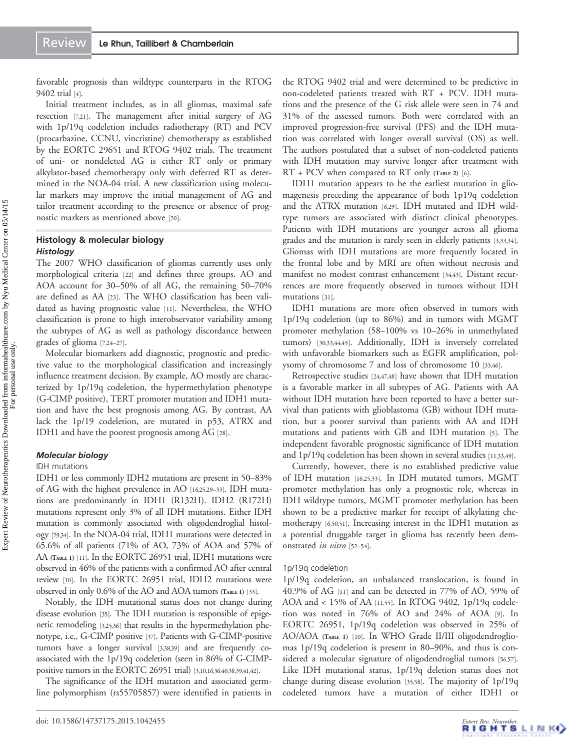favorable prognosis than wildtype counterparts in the RTOG 9402 trial [4].

Initial treatment includes, as in all gliomas, maximal safe resection [7,21]. The management after initial surgery of AG with 1p/19q codeletion includes radiotherapy (RT) and PCV (procarbazine, CCNU, vincristine) chemotherapy as established by the EORTC 29651 and RTOG 9402 trials. The treatment of uni- or nondeleted AG is either RT only or primary alkylator-based chemotherapy only with deferred RT as determined in the NOA-04 trial. A new classification using molecular markers may improve the initial management of AG and tailor treatment according to the presence or absence of prognostic markers as mentioned above [20].

## Histology & molecular biology

### Histology

The 2007 WHO classification of gliomas currently uses only morphological criteria [22] and defines three groups. AO and AOA account for 30–50% of all AG, the remaining 50–70% are defined as AA [23]. The WHO classification has been validated as having prognostic value [11]. Nevertheless, the WHO classification is prone to high interobserver variability among the subtypes of AG as well as pathology discordance between grades of glioma [7,24–27].

Molecular biomarkers add diagnostic, prognostic and predictive value to the morphological classification and increasingly influence treatment decision. By example, AO mostly are characterized by 1p/19q codeletion, the hypermethylation phenotype (G-CIMP positive), TERT promoter mutation and IDH1 mutation and have the best prognosis among AG. By contrast, AA lack the 1p/19 codeletion, are mutated in p53, ATRX and IDH1 and have the poorest prognosis among AG [28].

### Molecular biology

#### IDH mutations

IDH1 or less commonly IDH2 mutations are present in 50–83% of AG with the highest prevalence in AO [16,25,29–33]. IDH mutations are predominantly in IDH1 (R132H). IDH2 (R172H) mutations represent only 3% of all IDH mutations. Either IDH mutation is commonly associated with oligodendroglial histology [29,34]. In the NOA-04 trial, IDH1 mutations were detected in 65.6% of all patients (71% of AO, 73% of AOA and 57% of AA (Table 1) [11]. In the EORTC 26951 trial, IDH1 mutations were observed in 46% of the patients with a confirmed AO after central review [10]. In the EORTC 26951 trial, IDH2 mutations were observed in only 0.6% of the AO and AOA tumors (Table 1) [33].

Notably, the IDH mutational status does not change during disease evolution [35]. The IDH mutation is responsible of epigenetic remodeling [3,25,36] that results in the hypermethylation phenotype, i.e., G-CIMP positive [37]. Patients with G-CIMP-positive tumors have a longer survival [3,38,39] and are frequently co-associated with the 1p/19q codeletion (seen in 86% of G-CIMP-positive tumors in the EORTC 26951 trial) [3,10,16,36,40,38,39,41,42].

The significance of the IDH mutation and associated germline polymorphism (rs55705857) were identified in patients in the RTOG 9402 trial and were determined to be predictive in non-codeleted patients treated with RT + PCV. IDH mutations and the presence of the G risk allele were seen in 74 and 31% of the assessed tumors. Both were correlated with an improved progression-free survival (PFS) and the IDH mutation was correlated with longer overall survival (OS) as well. The authors postulated that a subset of non-codeleted patients with IDH mutation may survive longer after treatment with RT + PCV when compared to RT only (Table 2) [6].

IDH1 mutation appears to be the earliest mutation in gliomagenesis preceding the appearance of both 1p19q codeletion and the ATRX mutation [6,29]. IDH mutated and IDH wildtype tumors are associated with distinct clinical phenotypes. Patients with IDH mutations are younger across all glioma grades and the mutation is rarely seen in elderly patients [3,33,34]. Gliomas with IDH mutations are more frequently located in the frontal lobe and by MRI are often without necrosis and manifest no modest contrast enhancement [34,43]. Distant recurrences are more frequently observed in tumors without IDH mutations [31].

IDH1 mutations are more often observed in tumors with 1p/19q codeletion (up to 86%) and in tumors with MGMT promoter methylation (58–100% vs 10–26% in unmethylated tumors) [30,33,44,45]. Additionally, IDH is inversely correlated with unfavorable biomarkers such as EGFR amplification, polysomy of chromosome 7 and loss of chromosome 10 [33,46].

Retrospective studies [24,47,48] have shown that IDH mutation is a favorable marker in all subtypes of AG. Patients with AA without IDH mutation have been reported to have a better survival than patients with glioblastoma (GB) without IDH mutation, but a poorer survival than patients with AA and IDH mutations and patients with GB and IDH mutation [5]. The independent favorable prognostic significance of IDH mutation and 1p/19q codeletion has been shown in several studies [11,33,49].

Currently, however, there is no established predictive value of IDH mutation [16,25,33]. In IDH mutated tumors, MGMT promoter methylation has only a prognostic role, whereas in IDH wildtype tumors, MGMT promoter methylation has been shown to be a predictive marker for receipt of alkylating chemotherapy [6,50,51]. Increasing interest in the IDH1 mutation as a potential druggable target in glioma has recently been demonstrated *in vitro* [52–54].

#### 1p/19q codeletion

1p/19q codeletion, an unbalanced translocation, is found in 40.9% of AG [11] and can be detected in 77% of AO, 59% of AOA and < 15% of AA [11,55]. In RTOG 9402, 1p/19q codeletion was noted in 76% of AO and 24% of AOA [9]. In EORTC 26951, 1p/19q codeletion was observed in 25% of AO/AOA (Table 1) [10]. In WHO Grade II/III oligodendrogliomas 1p/19q codeletion is present in 80–90%, and thus is considered a molecular signature of oligodendroglial tumors [56,57]. Like IDH mutational status, 1p/19q deletion status does not change during disease evolution [35,58]. The majority of 1p/19q codeleted tumors have a mutation of either IDH1 or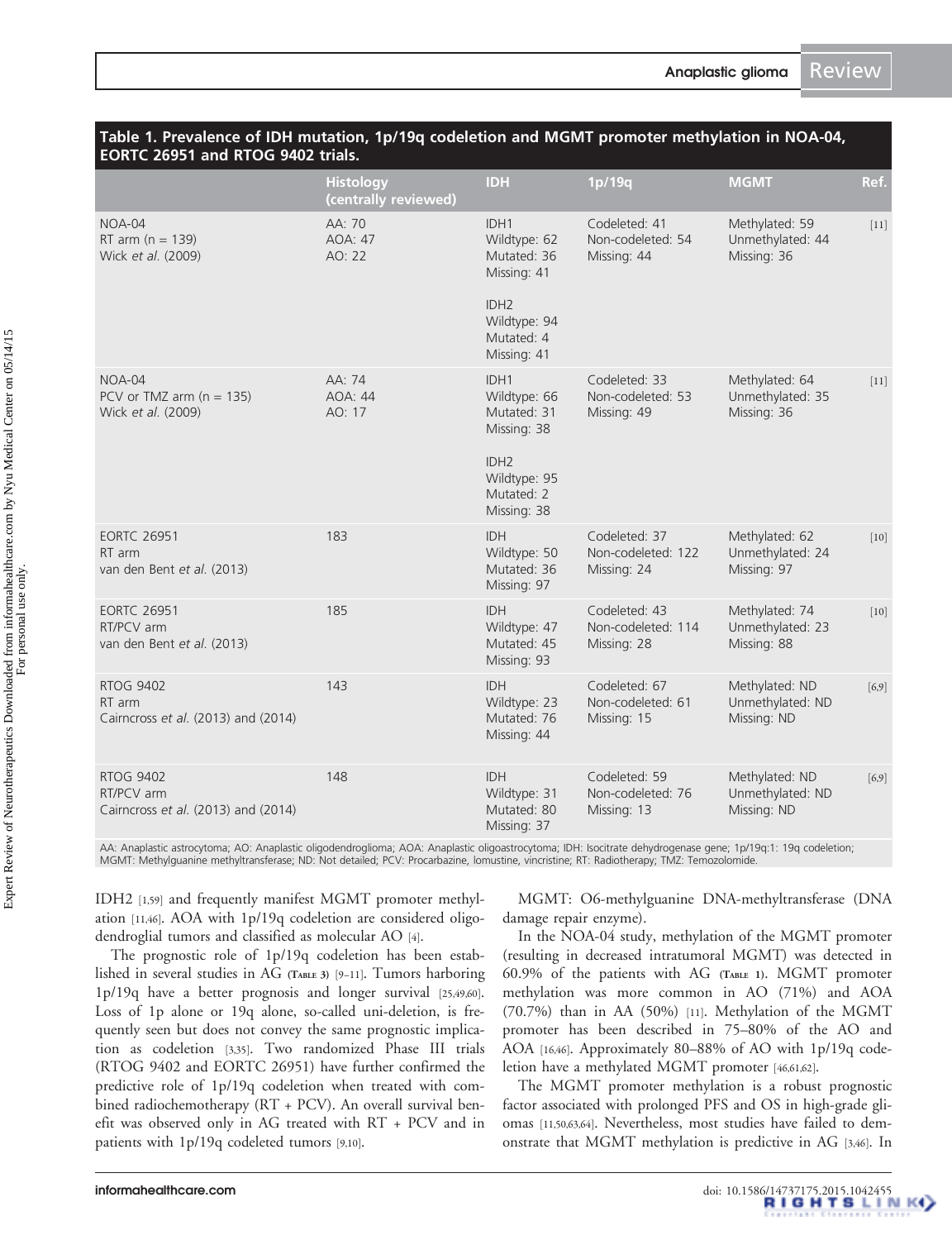**Table 1. Prevalence of IDH mutation, 1p/19q codeletion and MGMT promoter methylation in NOA-04, EORTC 26951 and RTOG 9402 trials.**

| | Histology (centrally reviewed) | IDH | 1p/19q | MGMT | Ref. |
|---|---|---|---|---|---|
| NOA-04<br>RT arm (n = 139)<br>Wick *et al.* (2009) | AA: 70<br>AOA: 47<br>AO: 22 | IDH1<br>Wildtype: 62<br>Mutated: 36<br>Missing: 41<br><br>IDH2<br>Wildtype: 94<br>Mutated: 4<br>Missing: 41 | Codeleted: 41<br>Non-codeleted: 54<br>Missing: 44 | Methylated: 59<br>Unmethylated: 44<br>Missing: 36 | [11] |
| NOA-04<br>PCV or TMZ arm (n = 135)<br>Wick *et al.* (2009) | AA: 74<br>AOA: 44<br>AO: 17 | IDH1<br>Wildtype: 66<br>Mutated: 31<br>Missing: 38<br><br>IDH2<br>Wildtype: 95<br>Mutated: 2<br>Missing: 38 | Codeleted: 33<br>Non-codeleted: 53<br>Missing: 49 | Methylated: 64<br>Unmethylated: 35<br>Missing: 36 | [11] |
| EORTC 26951<br>RT arm<br>van den Bent *et al.* (2013) | 183 | IDH<br>Wildtype: 50<br>Mutated: 36<br>Missing: 97 | Codeleted: 37<br>Non-codeleted: 122<br>Missing: 24 | Methylated: 62<br>Unmethylated: 24<br>Missing: 97 | [10] |
| EORTC 26951<br>RT/PCV arm<br>van den Bent *et al.* (2013) | 185 | IDH<br>Wildtype: 47<br>Mutated: 45<br>Missing: 93 | Codeleted: 43<br>Non-codeleted: 114<br>Missing: 28 | Methylated: 74<br>Unmethylated: 23<br>Missing: 88 | [10] |
| RTOG 9402<br>RT arm<br>Cairncross *et al.* (2013) and (2014) | 143 | IDH<br>Wildtype: 23<br>Mutated: 76<br>Missing: 44 | Codeleted: 67<br>Non-codeleted: 61<br>Missing: 15 | Methylated: ND<br>Unmethylated: ND<br>Missing: ND | [6,9] |
| RTOG 9402<br>RT/PCV arm<br>Cairncross *et al.* (2013) and (2014) | 148 | IDH<br>Wildtype: 31<br>Mutated: 80<br>Missing: 37 | Codeleted: 59<br>Non-codeleted: 76<br>Missing: 13 | Methylated: ND<br>Unmethylated: ND<br>Missing: ND | [6,9] |

AA: Anaplastic astrocytoma; AO: Anaplastic oligodendroglioma; AOA: Anaplastic oligoastrocytoma; IDH: Isocitrate dehydrogenase gene; 1p/19q:1: 19q codeletion; MGMT: Methylguanine methyltransferase; ND: Not detailed; PCV: Procarbazine, lomustine, vincristine; RT: Radiotherapy; TMZ: Temozolomide.

IDH2 [1,59] and frequently manifest MGMT promoter methylation [11,46]. AOA with 1p/19q codeletion are considered oligodendroglial tumors and classified as molecular AO [4].

The prognostic role of 1p/19q codeletion has been established in several studies in AG (Table 3) [9–11]. Tumors harboring 1p/19q have a better prognosis and longer survival [25,49,60]. Loss of 1p alone or 19q alone, so-called uni-deletion, is frequently seen but does not convey the same prognostic implication as codeletion [3,35]. Two randomized Phase III trials (RTOG 9402 and EORTC 26951) have further confirmed the predictive role of 1p/19q codeletion when treated with combined radiochemotherapy (RT + PCV). An overall survival benefit was observed only in AG treated with RT + PCV and in patients with 1p/19q codeleted tumors [9,10].

MGMT: O6-methylguanine DNA-methyltransferase (DNA damage repair enzyme).

In the NOA-04 study, methylation of the MGMT promoter (resulting in decreased intratumoral MGMT) was detected in 60.9% of the patients with AG (Table 1). MGMT promoter methylation was more common in AO (71%) and AOA (70.7%) than in AA (50%) [11]. Methylation of the MGMT promoter has been described in 75–80% of the AO and AOA [16,46]. Approximately 80–88% of AO with 1p/19q codeletion have a methylated MGMT promoter [46,61,62].

The MGMT promoter methylation is a robust prognostic factor associated with prolonged PFS and OS in high-grade gliomas [11,50,63,64]. Nevertheless, most studies have failed to demonstrate that MGMT methylation is predictive in AG [3,46]. In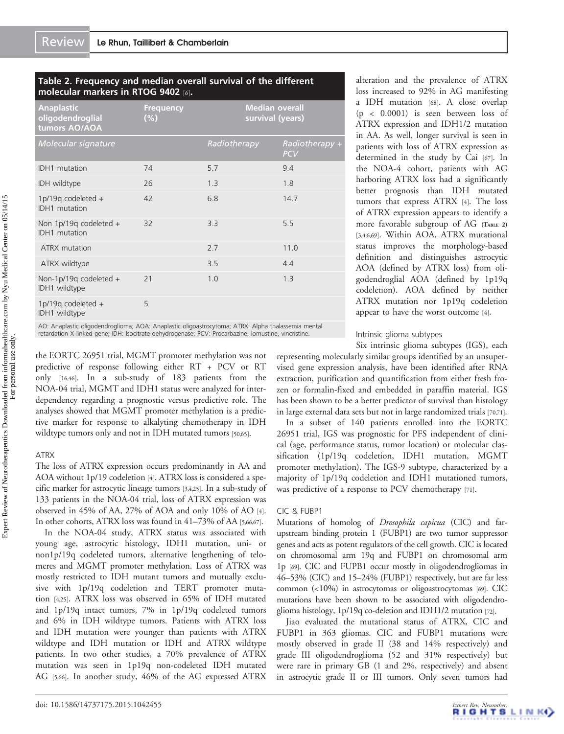**Table 2. Frequency and median overall survival of the different molecular markers in RTOG 9402 [6].**

| Anaplastic oligodendroglial tumors AO/AOA | Frequency (%) | Median overall survival (years) | |
|---|---|---|---|
| *Molecular signature* | | *Radiotherapy* | *Radiotherapy + PCV* |
| IDH1 mutation | 74 | 5.7 | 9.4 |
| IDH wildtype | 26 | 1.3 | 1.8 |
| 1p/19q codeleted + IDH1 mutation | 42 | 6.8 | 14.7 |
| Non 1p/19q codeleted + IDH1 mutation | 32 | 3.3 | 5.5 |
| ATRX mutation | | 2.7 | 11.0 |
| ATRX wildtype | | 3.5 | 4.4 |
| Non-1p/19q codeleted + IDH1 wildtype | 21 | 1.0 | 1.3 |
| 1p/19q codeleted + IDH1 wildtype | 5 | | |

AO: Anaplastic oligodendroglioma; AOA: Anaplastic oligoastrocytoma; ATRX: Alpha thalassemia mental retardation X-linked gene; IDH: Isocitrate dehydrogenase; PCV: Procarbazine, lomustine, vincristine.

the EORTC 26951 trial, MGMT promoter methylation was not predictive of response following either RT + PCV or RT only [16,46]. In a sub-study of 183 patients from the NOA-04 trial, MGMT and IDH1 status were analyzed for interdependency regarding a prognostic versus predictive role. The analyses showed that MGMT promoter methylation is a predictive marker for response to alkalyting chemotherapy in IDH wildtype tumors only and not in IDH mutated tumors [50,65].

### ATRX

The loss of ATRX expression occurs predominantly in AA and AOA without 1p/19 codeletion [4]. ATRX loss is considered a specific marker for astrocytic lineage tumors [3,4,25]. In a sub-study of 133 patients in the NOA-04 trial, loss of ATRX expression was observed in 45% of AA, 27% of AOA and only 10% of AO [4]. In other cohorts, ATRX loss was found in 41–73% of AA [5,66,67].

In the NOA-04 study, ATRX status was associated with young age, astrocytic histology, IDH1 mutation, uni- or non1p/19q codeleted tumors, alternative lengthening of telomeres and MGMT promoter methylation. Loss of ATRX was mostly restricted to IDH mutant tumors and mutually exclusive with 1p/19q codeletion and TERT promoter mutation [4,25]. ATRX loss was observed in 65% of IDH mutated and 1p/19q intact tumors, 7% in 1p/19q codeleted tumors and 6% in IDH wildtype tumors. Patients with ATRX loss and IDH mutation were younger than patients with ATRX wildtype and IDH mutation or IDH and ATRX wildtype patients. In two other studies, a 70% prevalence of ATRX mutation was seen in 1p19q non-codeleted IDH mutated AG [5,66]. In another study, 46% of the AG expressed ATRX alteration and the prevalence of ATRX loss increased to 92% in AG manifesting a IDH mutation [68]. A close overlap ($p < 0.0001$) is seen between loss of ATRX expression and IDH1/2 mutation in AA. As well, longer survival is seen in patients with loss of ATRX expression as determined in the study by Cai [67]. In the NOA-4 cohort, patients with AG harboring ATRX loss had a significantly better prognosis than IDH mutated tumors that express ATRX [4]. The loss of ATRX expression appears to identify a more favorable subgroup of AG (Table 2) [3,4,6,69]. Within AOA, ATRX mutational status improves the morphology-based definition and distinguishes astrocytic AOA (defined by ATRX loss) from oligodendroglial AOA (defined by 1p19q codeletion). AOA defined by neither ATRX mutation nor 1p19q codeletion appear to have the worst outcome [4].

### Intrinsic glioma subtypes

Six intrinsic glioma subtypes (IGS), each representing molecularly similar groups identified by an unsupervised gene expression analysis, have been identified after RNA extraction, purification and quantification from either fresh frozen or formalin-fixed and embedded in paraffin material. IGS has been shown to be a better predictor of survival than histology in large external data sets but not in large randomized trials [70,71].

In a subset of 140 patients enrolled into the EORTC 26951 trial, IGS was prognostic for PFS independent of clinical (age, performance status, tumor location) or molecular classification (1p/19q codeletion, IDH1 mutation, MGMT promoter methylation). The IGS-9 subtype, characterized by a majority of 1p/19q codeletion and IDH1 mutationed tumors, was predictive of a response to PCV chemotherapy [71].

### CIC & FUBP1

Mutations of homolog of *Drosophila capicua* (CIC) and far-upstream binding protein 1 (FUBP1) are two tumor suppressor genes and acts as potent regulators of the cell growth. CIC is located on chromosomal arm 19q and FUBP1 on chromosomal arm 1p [69]. CIC and FUPB1 occur mostly in oligodendrogliomas in 46–53% (CIC) and 15–24% (FUBP1) respectively, but are far less common (<10%) in astrocytomas or oligoastrocytomas [69]. CIC mutations have been shown to be associated with oligodendroglioma histology, 1p/19q co-deletion and IDH1/2 mutation [72].

Jiao evaluated the mutational status of ATRX, CIC and FUBP1 in 363 gliomas. CIC and FUBP1 mutations were mostly observed in grade II (38 and 14% respectively) and grade III oligodendroglioma (52 and 31% respectively) but were rare in primary GB (1 and 2%, respectively) and absent in astrocytic grade II or III tumors. Only seven tumors had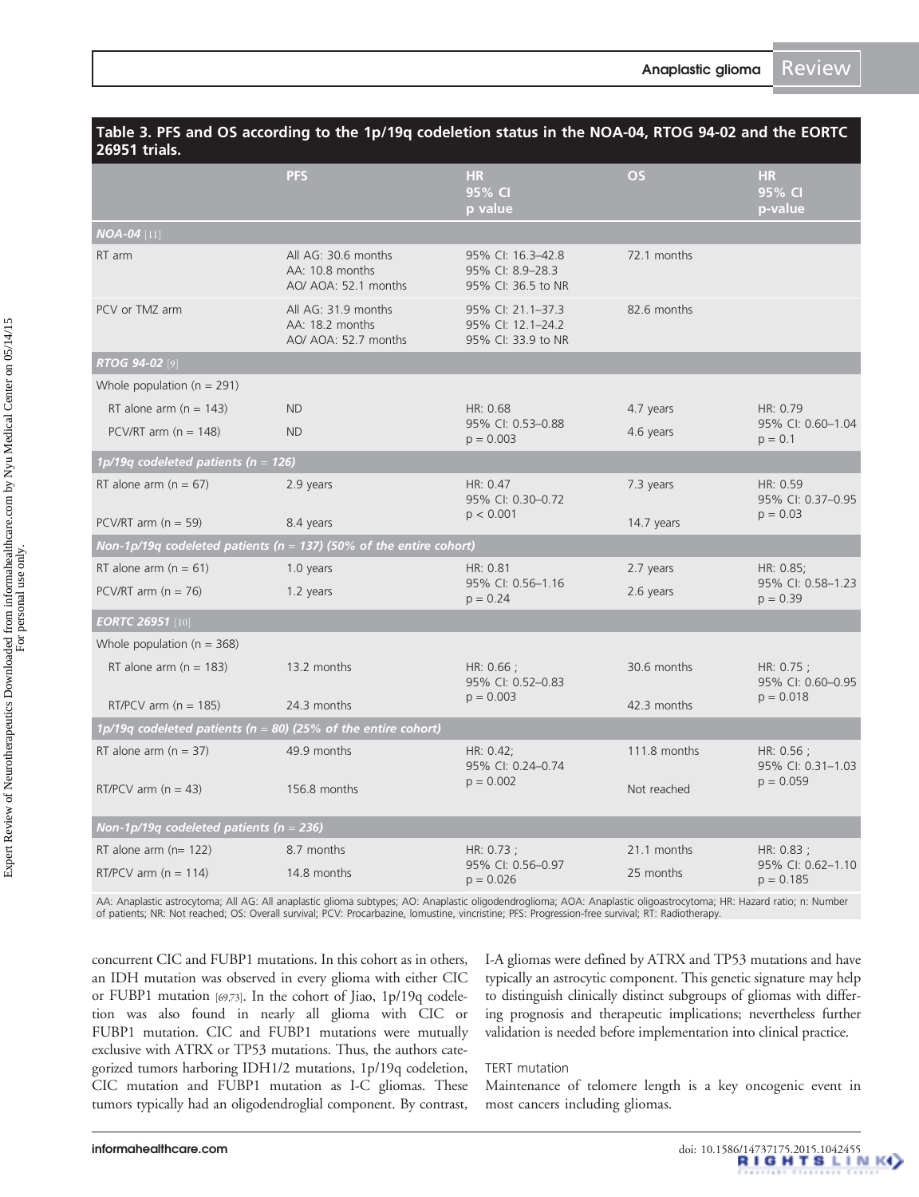**Table 3. PFS and OS according to the 1p/19q codeletion status in the NOA-04, RTOG 94-02 and the EORTC 26951 trials.**

| | PFS | HR 95% CI p value | OS | HR 95% CI p-value |
|---|---|---|---|---|
| ***NOA-04*** [11] | | | | |
| RT arm | All AG: 30.6 months<br>AA: 10.8 months<br>AO/ AOA: 52.1 months | 95% CI: 16.3–42.8<br>95% CI: 8.9–28.3<br>95% CI: 36.5 to NR | 72.1 months | |
| PCV or TMZ arm | All AG: 31.9 months<br>AA: 18.2 months<br>AO/ AOA: 52.7 months | 95% CI: 21.1–37.3<br>95% CI: 12.1–24.2<br>95% CI: 33.9 to NR | 82.6 months | |
| ***RTOG 94-02*** [9] | | | | |
| Whole population (n = 291) | | | | |
| RT alone arm (n = 143) | ND | HR: 0.68<br>95% CI: 0.53–0.88<br>p = 0.003 | 4.7 years | HR: 0.79<br>95% CI: 0.60–1.04<br>p = 0.1 |
| PCV/RT arm (n = 148) | ND | | 4.6 years | |
| ***1p/19q codeleted patients (n = 126)*** | | | | |
| RT alone arm (n = 67) | 2.9 years | HR: 0.47<br>95% CI: 0.30–0.72<br>p < 0.001 | 7.3 years | HR: 0.59<br>95% CI: 0.37–0.95<br>p = 0.03 |
| PCV/RT arm (n = 59) | 8.4 years | | 14.7 years | |
| ***Non-1p/19q codeleted patients (n = 137) (50% of the entire cohort)*** | | | | |
| RT alone arm (n = 61) | 1.0 years | HR: 0.81<br>95% CI: 0.56–1.16<br>p = 0.24 | 2.7 years | HR: 0.85;<br>95% CI: 0.58–1.23<br>p = 0.39 |
| PCV/RT arm (n = 76) | 1.2 years | | 2.6 years | |
| ***EORTC 26951*** [10] | | | | |
| Whole population (n = 368) | | | | |
| RT alone arm (n = 183) | 13.2 months | HR: 0.66 ;<br>95% CI: 0.52–0.83<br>p = 0.003 | 30.6 months | HR: 0.75 ;<br>95% CI: 0.60–0.95<br>p = 0.018 |
| RT/PCV arm (n = 185) | 24.3 months | | 42.3 months | |
| ***1p/19q codeleted patients (n = 80) (25% of the entire cohort)*** | | | | |
| RT alone arm (n = 37) | 49.9 months | HR: 0.42;<br>95% CI: 0.24–0.74<br>p = 0.002 | 111.8 months | HR: 0.56 ;<br>95% CI: 0.31–1.03<br>p = 0.059 |
| RT/PCV arm (n = 43) | 156.8 months | | Not reached | |
| ***Non-1p/19q codeleted patients (n = 236)*** | | | | |
| RT alone arm (n= 122) | 8.7 months | HR: 0.73 ;<br>95% CI: 0.56–0.97<br>p = 0.026 | 21.1 months | HR: 0.83 ;<br>95% CI: 0.62–1.10<br>p = 0.185 |
| RT/PCV arm (n = 114) | 14.8 months | | 25 months | |

AA: Anaplastic astrocytoma; All AG: All anaplastic glioma subtypes; AO: Anaplastic oligodendroglioma; AOA: Anaplastic oligoastrocytoma; HR: Hazard ratio; n: Number of patients; NR: Not reached; OS: Overall survival; PCV: Procarbazine, lomustine, vincristine; PFS: Progression-free survival; RT: Radiotherapy.

concurrent CIC and FUBP1 mutations. In this cohort as in others, an IDH mutation was observed in every glioma with either CIC or FUBP1 mutation [69,73]. In the cohort of Jiao, 1p/19q codeletion was also found in nearly all glioma with CIC or FUBP1 mutation. CIC and FUBP1 mutations were mutually exclusive with ATRX or TP53 mutations. Thus, the authors categorized tumors harboring IDH1/2 mutations, 1p/19q codeletion, CIC mutation and FUBP1 mutation as I-C gliomas. These tumors typically had an oligodendroglial component. By contrast, I-A gliomas were defined by ATRX and TP53 mutations and have typically an astrocytic component. This genetic signature may help to distinguish clinically distinct subgroups of gliomas with differing prognosis and therapeutic implications; nevertheless further validation is needed before implementation into clinical practice.

### TERT mutation

Maintenance of telomere length is a key oncogenic event in most cancers including gliomas.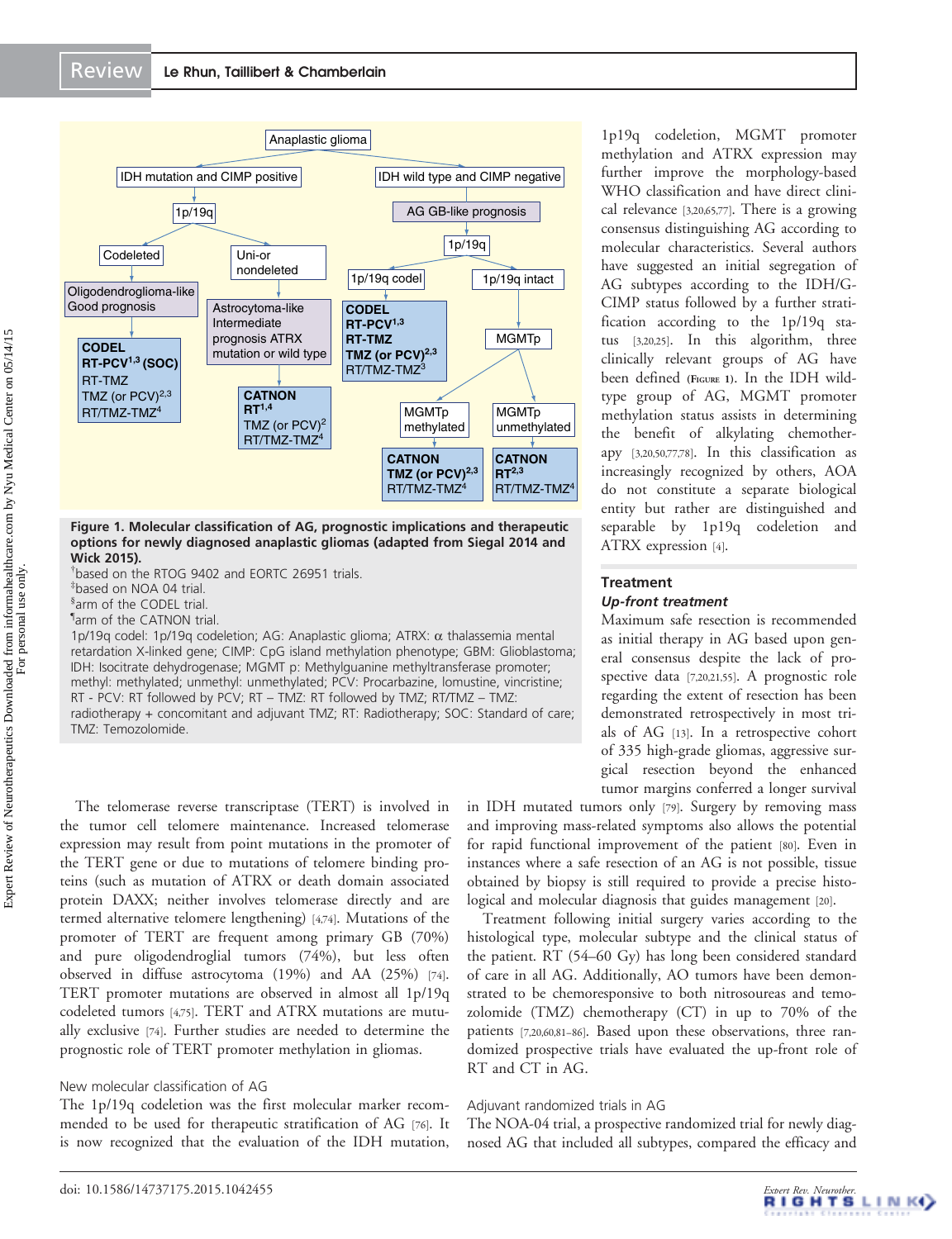Figure 1. Molecular classification of AG, prognostic implications and therapeutic options for newly diagnosed anaplastic gliomas (adapted from Siegal 2014 and Wick 2015).

†based on the RTOG 9402 and EORTC 26951 trials.
‡based on NOA 04 trial.
§arm of the CODEL trial.
¶arm of the CATNON trial.

1p/19q codel: 1p/19q codeletion; AG: Anaplastic glioma; ATRX: α thalassemia mental retardation X-linked gene; CIMP: CpG island methylation phenotype; GBM: Glioblastoma; IDH: Isocitrate dehydrogenase; MGMT p: Methylguanine methyltransferase promoter; methyl: methylated; unmethyl: unmethylated; PCV: Procarbazine, lomustine, vincristine; RT - PCV: RT followed by PCV; RT – TMZ: RT followed by TMZ; RT/TMZ – TMZ: radiotherapy + concomitant and adjuvant TMZ; RT: Radiotherapy; SOC: Standard of care; TMZ: Temozolomide.

The telomerase reverse transcriptase (TERT) is involved in the tumor cell telomere maintenance. Increased telomerase expression may result from point mutations in the promoter of the TERT gene or due to mutations of telomere binding proteins (such as mutation of ATRX or death domain associated protein DAXX; neither involves telomerase directly and are termed alternative telomere lengthening) [4,74]. Mutations of the promoter of TERT are frequent among primary GB (70%) and pure oligodendroglial tumors (74%), but less often observed in diffuse astrocytoma (19%) and AA (25%) [74]. TERT promoter mutations are observed in almost all 1p/19q codeleted tumors [4,75]. TERT and ATRX mutations are mutually exclusive [74]. Further studies are needed to determine the prognostic role of TERT promoter methylation in gliomas.

### New molecular classification of AG

The 1p/19q codeletion was the first molecular marker recommended to be used for therapeutic stratification of AG [76]. It is now recognized that the evaluation of the IDH mutation, 1p19q codeletion, MGMT promoter methylation and ATRX expression may further improve the morphology-based WHO classification and have direct clinical relevance [3,20,65,77]. There is a growing consensus distinguishing AG according to molecular characteristics. Several authors have suggested an initial segregation of AG subtypes according to the IDH/G-CIMP status followed by a further stratification according to the 1p/19q status [3,20,25]. In this algorithm, three clinically relevant groups of AG have been defined (Figure 1). In the IDH wild-type group of AG, MGMT promoter methylation status assists in determining the benefit of alkylating chemotherapy [3,20,50,77,78]. In this classification as increasingly recognized by others, AOA do not constitute a separate biological entity but rather are distinguished and separable by 1p19q codeletion and ATRX expression [4].

## Treatment

### *Up-front treatment*

Maximum safe resection is recommended as initial therapy in AG based upon general consensus despite the lack of prospective data [7,20,21,55]. A prognostic role regarding the extent of resection has been demonstrated retrospectively in most trials of AG [13]. In a retrospective cohort of 335 high-grade gliomas, aggressive surgical resection beyond the enhanced tumor margins conferred a longer survival in IDH mutated tumors only [79]. Surgery by removing mass and improving mass-related symptoms also allows the potential for rapid functional improvement of the patient [80]. Even in instances where a safe resection of an AG is not possible, tissue obtained by biopsy is still required to provide a precise histological and molecular diagnosis that guides management [20].

Treatment following initial surgery varies according to the histological type, molecular subtype and the clinical status of the patient. RT (54–60 Gy) has long been considered standard of care in all AG. Additionally, AO tumors have been demonstrated to be chemoresponsive to both nitrosoureas and temozolomide (TMZ) chemotherapy (CT) in up to 70% of the patients [7,20,60,81–86]. Based upon these observations, three randomized prospective trials have evaluated the up-front role of RT and CT in AG.

### Adjuvant randomized trials in AG

The NOA-04 trial, a prospective randomized trial for newly diagnosed AG that included all subtypes, compared the efficacy and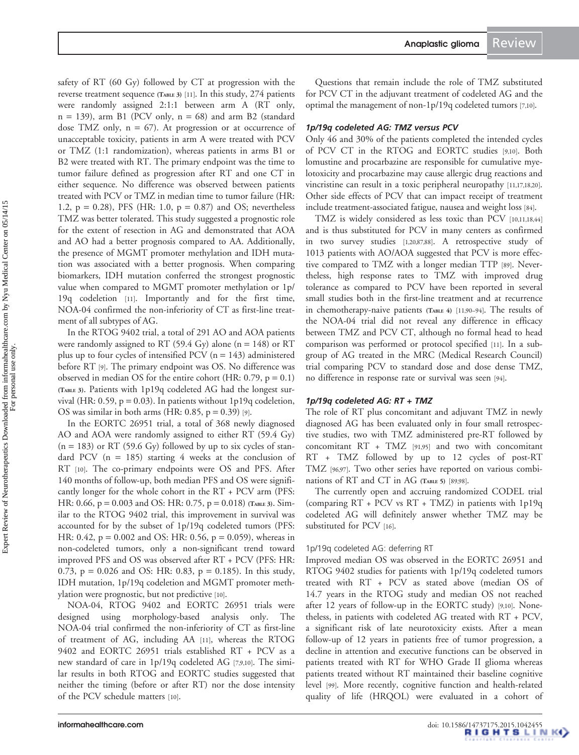safety of RT (60 Gy) followed by CT at progression with the reverse treatment sequence (Table 3) [11]. In this study, 274 patients were randomly assigned 2:1:1 between arm A (RT only, n = 139), arm B1 (PCV only, n = 68) and arm B2 (standard dose TMZ only, n = 67). At progression or at occurrence of unacceptable toxicity, patients in arm A were treated with PCV or TMZ (1:1 randomization), whereas patients in arms B1 or B2 were treated with RT. The primary endpoint was the time to tumor failure defined as progression after RT and one CT in either sequence. No difference was observed between patients treated with PCV or TMZ in median time to tumor failure (HR: 1.2, p = 0.28), PFS (HR: 1.0, p = 0.87) and OS; nevertheless TMZ was better tolerated. This study suggested a prognostic role for the extent of resection in AG and demonstrated that AOA and AO had a better prognosis compared to AA. Additionally, the presence of MGMT promoter methylation and IDH mutation was associated with a better prognosis. When comparing biomarkers, IDH mutation conferred the strongest prognostic value when compared to MGMT promoter methylation or 1p/19q codeletion [11]. Importantly and for the first time, NOA-04 confirmed the non-inferiority of CT as first-line treatment of all subtypes of AG.

In the RTOG 9402 trial, a total of 291 AO and AOA patients were randomly assigned to RT (59.4 Gy) alone (n = 148) or RT plus up to four cycles of intensified PCV (n = 143) administered before RT [9]. The primary endpoint was OS. No difference was observed in median OS for the entire cohort (HR: 0.79, p = 0.1) (Table 3). Patients with 1p19q codeleted AG had the longest survival (HR: 0.59, p = 0.03). In patients without 1p19q codeletion, OS was similar in both arms (HR: 0.85, p = 0.39) [9].

In the EORTC 26951 trial, a total of 368 newly diagnosed AO and AOA were randomly assigned to either RT (59.4 Gy) (n = 183) or RT (59.6 Gy) followed by up to six cycles of standard PCV (n = 185) starting 4 weeks at the conclusion of RT [10]. The co-primary endpoints were OS and PFS. After 140 months of follow-up, both median PFS and OS were significantly longer for the whole cohort in the RT + PCV arm (PFS: HR: 0.66, p = 0.003 and OS: HR: 0.75, p = 0.018) (Table 3). Similar to the RTOG 9402 trial, this improvement in survival was accounted for by the subset of 1p/19q codeleted tumors (PFS: HR: 0.42, p = 0.002 and OS: HR: 0.56, p = 0.059), whereas in non-codeleted tumors, only a non-significant trend toward improved PFS and OS was observed after RT + PCV (PFS: HR: 0.73, p = 0.026 and OS: HR: 0.83, p = 0.185). In this study, IDH mutation, 1p/19q codeletion and MGMT promoter methylation were prognostic, but not predictive [10].

NOA-04, RTOG 9402 and EORTC 26951 trials were designed using morphology-based analysis only. The NOA-04 trial confirmed the non-inferiority of CT as first-line of treatment of AG, including AA [11], whereas the RTOG 9402 and EORTC 26951 trials established RT + PCV as a new standard of care in 1p/19q codeleted AG [7,9,10]. The similar results in both RTOG and EORTC studies suggested that neither the timing (before or after RT) nor the dose intensity of the PCV schedule matters [10].

Questions that remain include the role of TMZ substituted for PCV CT in the adjuvant treatment of codeleted AG and the optimal the management of non-1p/19q codeleted tumors [7,10].

#### *1p/19q codeleted AG: TMZ versus PCV*

Only 46 and 30% of the patients completed the intended cycles of PCV CT in the RTOG and EORTC studies [9,10]. Both lomustine and procarbazine are responsible for cumulative myelotoxicity and procarbazine may cause allergic drug reactions and vincristine can result in a toxic peripheral neuropathy [11,17,18,20]. Other side effects of PCV that can impact receipt of treatment include treatment-associated fatigue, nausea and weight loss [84].

TMZ is widely considered as less toxic than PCV [10,11,18,44] and is thus substituted for PCV in many centers as confirmed in two survey studies [1,20,87,88]. A retrospective study of 1013 patients with AO/AOA suggested that PCV is more effective compared to TMZ with a longer median TTP [89]. Nevertheless, high response rates to TMZ with improved drug tolerance as compared to PCV have been reported in several small studies both in the first-line treatment and at recurrence in chemotherapy-naive patients (Table 4) [11,90–94]. The results of the NOA-04 trial did not reveal any difference in efficacy between TMZ and PCV CT, although no formal head to head comparison was performed or protocol specified [11]. In a subgroup of AG treated in the MRC (Medical Research Council) trial comparing PCV to standard dose and dose dense TMZ, no difference in response rate or survival was seen [94].

#### *1p/19q codeleted AG: RT + TMZ*

The role of RT plus concomitant and adjuvant TMZ in newly diagnosed AG has been evaluated only in four small retrospective studies, two with TMZ administered pre-RT followed by concomitant RT + TMZ [91,95] and two with concomitant RT + TMZ followed by up to 12 cycles of post-RT TMZ [96,97]. Two other series have reported on various combinations of RT and CT in AG (Table 5) [89,98].

The currently open and accruing randomized CODEL trial (comparing RT + PCV vs RT + TMZ) in patients with 1p19q codeleted AG will definitely answer whether TMZ may be substituted for PCV [16].

#### 1p/19q codeleted AG: deferring RT

Improved median OS was observed in the EORTC 26951 and RTOG 9402 studies for patients with 1p/19q codeleted tumors treated with RT + PCV as stated above (median OS of 14.7 years in the RTOG study and median OS not reached after 12 years of follow-up in the EORTC study) [9,10]. Nonetheless, in patients with codeleted AG treated with RT + PCV, a significant risk of late neurotoxicity exists. After a mean follow-up of 12 years in patients free of tumor progression, a decline in attention and executive functions can be observed in patients treated with RT for WHO Grade II glioma whereas patients treated without RT maintained their baseline cognitive level [99]. More recently, cognitive function and health-related quality of life (HRQOL) were evaluated in a cohort of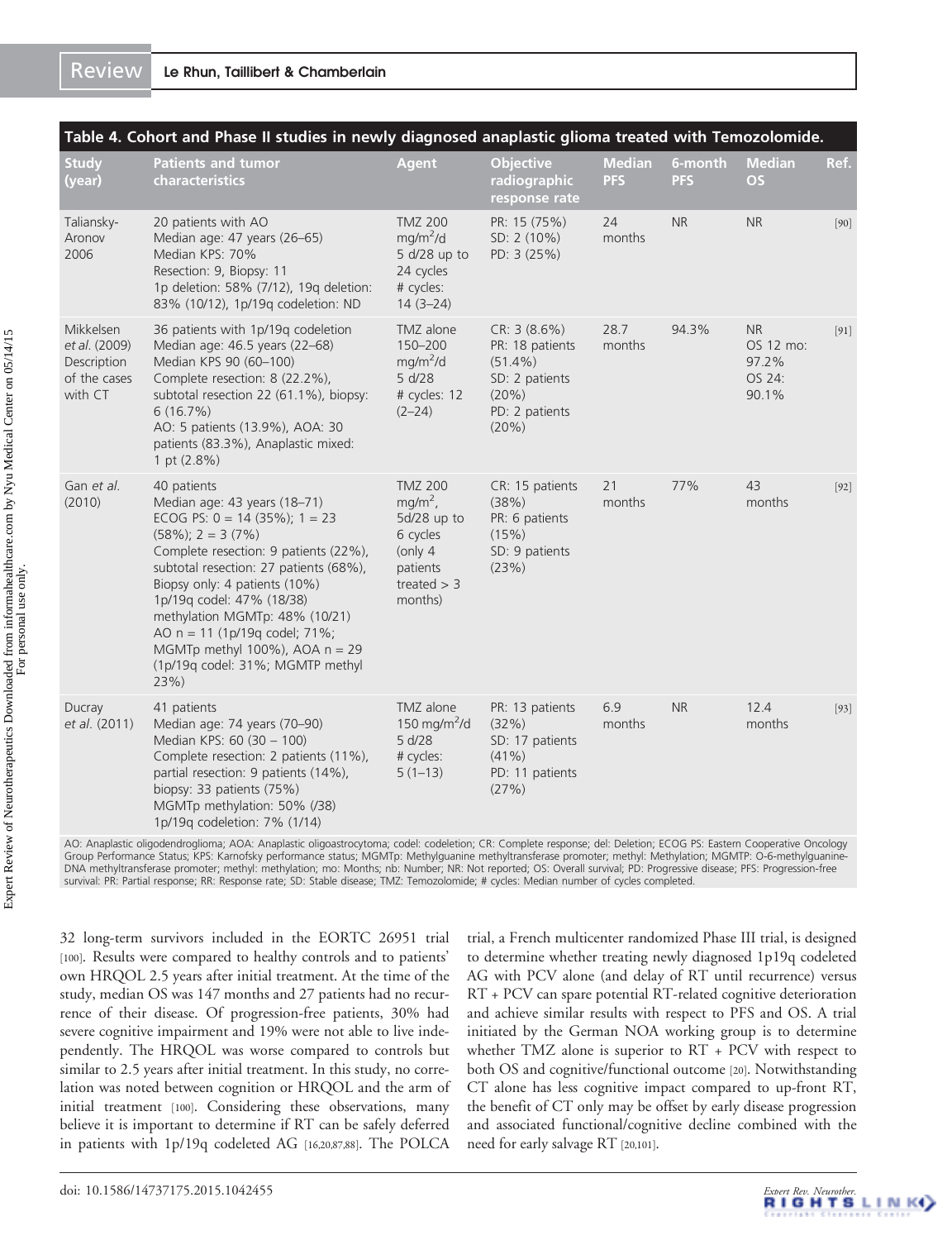**Table 4. Cohort and Phase II studies in newly diagnosed anaplastic glioma treated with Temozolomide.**

| Study (year) | Patients and tumor characteristics | Agent | Objective radiographic response rate | Median PFS | 6-month PFS | Median OS | Ref. |
|---|---|---|---|---|---|---|---|
| Taliansky-Aronov 2006 | 20 patients with AO<br>Median age: 47 years (26–65)<br>Median KPS: 70%<br>Resection: 9, Biopsy: 11<br>1p deletion: 58% (7/12), 19q deletion: 83% (10/12), 1p/19q codeletion: ND | TMZ 200 mg/m$^2$/d<br>5 d/28 up to 24 cycles<br># cycles: 14 (3–24) | PR: 15 (75%)<br>SD: 2 (10%)<br>PD: 3 (25%) | 24 months | NR | NR | [90] |
| Mikkelsen *et al.* (2009) Description of the cases with CT | 36 patients with 1p/19q codeletion<br>Median age: 46.5 years (22–68)<br>Median KPS 90 (60–100)<br>Complete resection: 8 (22.2%), subtotal resection 22 (61.1%), biopsy: 6 (16.7%)<br>AO: 5 patients (13.9%), AOA: 30 patients (83.3%), Anaplastic mixed: 1 pt (2.8%) | TMZ 150–200 mg/m$^2$/d<br>5 d/28<br># cycles: 12 (2–24) | CR: 3 (8.6%)<br>PR: 18 patients (51.4%)<br>SD: 2 patients (20%)<br>PD: 2 patients (20%) | 28.7 months | 94.3% | NR<br>OS 12 mo: 97.2%<br>OS 24: 90.1% | [91] |
| Gan *et al.* (2010) | 40 patients<br>Median age: 43 years (18–71)<br>ECOG PS: 0 = 14 (35%); 1 = 23 (58%); 2 = 3 (7%)<br>Complete resection: 9 patients (22%), subtotal resection: 27 patients (68%), Biopsy only: 4 patients (10%)<br>1p/19q codel: 47% (18/38)<br>methylation MGMTp: 48% (10/21)<br>AO n = 11 (1p/19q codel; 71%; MGMTp methyl 100%), AOA n = 29 (1p/19q codel: 31%; MGMTP methyl 23%) | TMZ 200 mg/m$^2$, 5d/28 up to 6 cycles (only 4 patients treated > 3 months) | CR: 15 patients (38%)<br>PR: 6 patients (15%)<br>SD: 9 patients (23%) | 21 months | 77% | 43 months | [92] |
| Ducray *et al.* (2011) | 41 patients<br>Median age: 74 years (70–90)<br>Median KPS: 60 (30 – 100)<br>Complete resection: 2 patients (11%), partial resection: 9 patients (14%), biopsy: 33 patients (75%)<br>MGMTp methylation: 50% (/38)<br>1p/19q codeletion: 7% (1/14) | TMZ alone 150 mg/m$^2$/d<br>5 d/28<br># cycles: 5 (1–13) | PR: 13 patients (32%)<br>SD: 17 patients (41%)<br>PD: 11 patients (27%) | 6.9 months | NR | 12.4 months | [93] |

AO: Anaplastic oligodendroglioma; AOA: Anaplastic oligoastrocytoma; codel: codeletion; CR: Complete response; del: Deletion; ECOG PS: Eastern Cooperative Oncology Group Performance Status; KPS: Karnofsky performance status; MGMTp: Methylguanine methyltransferase promoter; methyl: Methylation; MGMTP: O-6-methylguanine-DNA methyltransferase promoter; methyl: methylation; mo: Months; nb: Number; NR: Not reported; OS: Overall survival; PD: Progressive disease; PFS: Progression-free survival: PR: Partial response; RR: Response rate; SD: Stable disease; TMZ: Temozolomide; # cycles: Median number of cycles completed.

32 long-term survivors included in the EORTC 26951 trial [100]. Results were compared to healthy controls and to patients' own HRQOL 2.5 years after initial treatment. At the time of the study, median OS was 147 months and 27 patients had no recurrence of their disease. Of progression-free patients, 30% had severe cognitive impairment and 19% were not able to live independently. The HRQOL was worse compared to controls but similar to 2.5 years after initial treatment. In this study, no correlation was noted between cognition or HRQOL and the arm of initial treatment [100]. Considering these observations, many believe it is important to determine if RT can be safely deferred in patients with 1p/19q codeleted AG [16,20,87,88]. The POLCA trial, a French multicenter randomized Phase III trial, is designed to determine whether treating newly diagnosed 1p19q codeleted AG with PCV alone (and delay of RT until recurrence) versus RT + PCV can spare potential RT-related cognitive deterioration and achieve similar results with respect to PFS and OS. A trial initiated by the German NOA working group is to determine whether TMZ alone is superior to RT + PCV with respect to both OS and cognitive/functional outcome [20]. Notwithstanding CT alone has less cognitive impact compared to up-front RT, the benefit of CT only may be offset by early disease progression and associated functional/cognitive decline combined with the need for early salvage RT [20,101].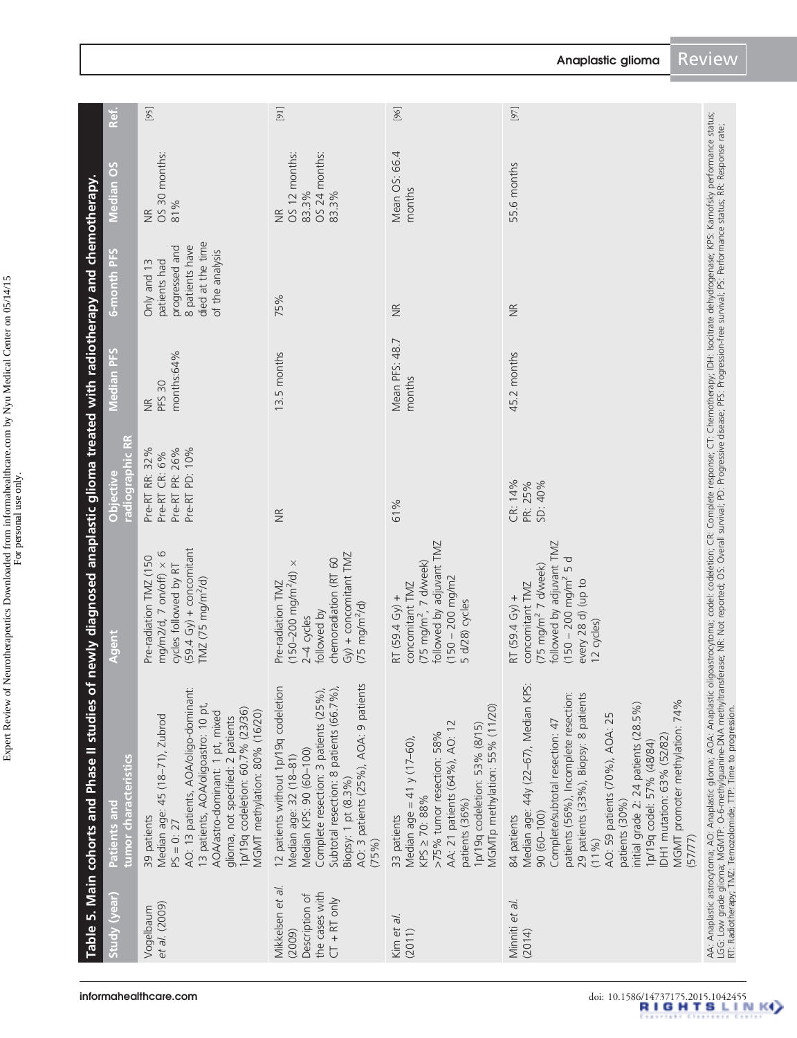**Table 5. Main cohorts and Phase II studies of newly diagnosed anaplastic glioma treated with radiotherapy and chemotherapy.**

| Study (year) | Patients and tumor characteristics | Agent | Objective radiographic RR | Median PFS | 6-month PFS | Median OS | Ref. |
|---|---|---|---|---|---|---|---|
| Vogelbaum *et al.* (2009) | 39 patients<br>Median age: 45 (18–71), Zubrod PS = 0: 27<br>AO: 13 patients, AOA/oligo-dominant: 13 patients, AOA/oligoastro: 10 pt, AOA/astro-dominant: 1 pt, mixed glioma, not specified: 2 patients<br>1p/19q codeletion: 60.7% (23/36)<br>MGMT methylation: 80% (16/20) | Pre-radiation TMZ (150 mg/m2/d, 7 on/off) × 6 cycles followed by RT (59.4 Gy) + concomitant TMZ (75 mg/m$^2$/d) | Pre-RT RR: 32%<br>Pre-RT CR: 6%<br>Pre-RT PR: 26%<br>Pre-RT PD: 10% | NR<br>PFS 30 months:64% | Only and 13 patients had progressed and 8 patients have died at the time of the analysis | NR<br>OS 30 months: 81% | [95] |
| Mikkelsen *et al.* (2009)<br>Description of the cases with CT + RT only | 12 patients without 1p/19q codeletion<br>Median age: 32 (18–81)<br>Median KPS: 90 (60–100)<br>Complete resection: 3 patients (25%), Subtotal resection: 8 patients (66.7%), Biopsy: 1 pt (8.3%)<br>AO: 3 patients (25%), AOA: 9 patients (75%) | Pre-radiation TMZ (150–200 mg/m$^2$/d) × 2–4 cycles followed by chemoradiation (RT 60 Gy) + concomitant TMZ (75 mg/m$^2$/d) | NR | 13.5 months | 75% | NR<br>OS 12 months: 83.3%<br>OS 24 months: 83.3% | [91] |
| Kim *et al.* (2011) | 33 patients<br>Median age = 41 y (17–60),<br>KPS ≥ 70: 88%<br>>75% tumor resection: 58%<br>AA: 21 patients (64%), AO: 12 patients (36%)<br>1p/19q codeletion: 53% (8/15)<br>MGMTp methylation: 55% (11/20) | RT (59.4 Gy) + concomitant TMZ (75 mg/m$^2$, 7 d/week) followed by adjuvant TMZ (150 – 200 mg/m2 5 d/28) cycles | 61% | Mean PFS: 48.7 months | NR | Mean OS: 66.4 months | [96] |
| Minniti *et al.* (2014) | 84 patients<br>Median age: 44y (22–67), Median KPS: 90 (60–100)<br>Complete/subtotal resection: 47 patients (56%), Incomplete resection: 29 patients (33%), Biopsy: 8 patients (11%)<br>AO: 59 patients (70%), AOA: 25 patients (30%)<br>initial grade 2: 24 patients (28.5%)<br>1p/19q codel: 57% (48/84)<br>IDH1 mutation: 63% (52/82)<br>MGMT promoter methylation: 74% (57/77) | RT (59.4 Gy) + concomitant TMZ (75 mg/m$^2$ 7 d/week) followed by adjuvant TMZ (150 – 200 mg/m$^2$ 5 d every 28 d) (up to 12 cycles) | CR: 14%<br>PR: 25%<br>SD: 40% | 45.2 months | NR | 55.6 months | [97] |

AA: Anaplastic astrocytoma; AO: Anaplastic glioma; AOA: Anaplastic oligoastrocytoma; codel: codeletion; CR: Complete response; CT: Chemotherapy; IDH: Isocitrate dehydrogenase; KPS: Karnofsky performance status; LGG: Low grade glioma; MGMTP: O-6-methylguanine-DNA methyltransferase; NR: Not reported; OS: Overall survival; PD: Progressive disease; PFS: Progression-free survival; PS: Performance status; RR: Response rate; RT: Radiotherapy; TMZ: Temozolomide; TTP: Time to progression.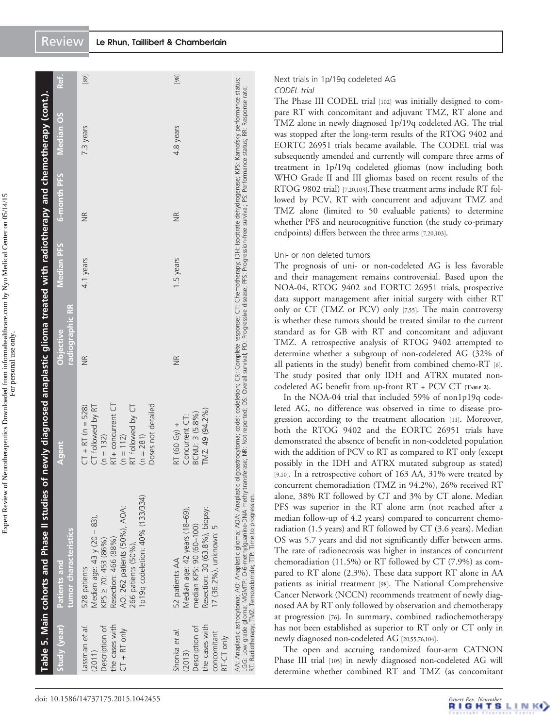**Table 5. Main cohorts and Phase II studies of newly diagnosed anaplastic glioma treated with radiotherapy and chemotherapy (cont.).**

| Study (year) | Patients and tumor characteristics | Agent | Objective radiographic RR | Median PFS | 6-month PFS | Median OS | Ref. |
|---|---|---|---|---|---|---|---|
| Lassman *et al.* (2011) Description of the cases with CT + RT only | 528 patients Median age: 43 y (20 – 83), KPS ≥ 70: 453 (86%) Resection: 466 (88%) AO: 262 patients (50%), AOA: 266 patients (50%), 1p19q codeletion: 40% (133/334) | CT + RT (n = 528) CT followed by RT (n = 132) RT+ concurrent CT (n = 112) RT followed by CT (n = 281) Doses not detailed | NR | 4.1 years | NR | 7.3 years | [89] |
| Shonka *et al.* (2013) Description of the cases with concomitant RT-CT only | 52 patients AA Median age: 42 years (18–69), median KPS: 90 (60–100) Resection: 30 (63.8%), biopsy: 17 (36.2%), unknown: 5 | RT (60 Gy) + Concurrent CT: BCNU: 3 (5.8%) TMZ: 49 (94.2%) | NR | 1.5 years | NR | 4.8 years | [98] |

AA: Anaplastic astrocytoma; AO: Anaplastic oligodendroglioma; AOA: Anaplastic oligoastrocytoma; codel: codeletion; CR: Complete response; CT: Chemotherapy; IDH: Isocitrate dehydrogenase; KPS: Karnofsky performance status; LGG: Low grade glioma; MGMTP: O-6-methylguanine-DNA methyltransferase; NR: Not reported; OS: Overall survival; PD: Progressive disease; PFS: Progression-free survival; PS: Performance status; RR: Response rate; RT: Radiotherapy; TMZ: Temozolomide; TTP: Time to progression.

### Next trials in 1p/19q codeleted AG

#### *CODEL trial*

The Phase III CODEL trial [102] was initially designed to compare RT with concomitant and adjuvant TMZ, RT alone and TMZ alone in newly diagnosed 1p/19q codeleted AG. The trial was stopped after the long-term results of the RTOG 9402 and EORTC 26951 trials became available. The CODEL trial was subsequently amended and currently will compare three arms of treatment in 1p/19q codeleted gliomas (now including both WHO Grade II and III gliomas based on recent results of the RTOG 9802 trial) [7,20,103]. These treatment arms include RT followed by PCV, RT with concurrent and adjuvant TMZ and TMZ alone (limited to 50 evaluable patients) to determine whether PFS and neurocognitive function (the study co-primary endpoints) differs between the three arms [7,20,103].

### Uni- or non deleted tumors

The prognosis of uni- or non-codeleted AG is less favorable and their management remains controversial. Based upon the NOA-04, RTOG 9402 and EORTC 26951 trials, prospective data support management after initial surgery with either RT only or CT (TMZ or PCV) only [7,55]. The main controversy is whether these tumors should be treated similar to the current standard as for GB with RT and concomitant and adjuvant TMZ. A retrospective analysis of RTOG 9402 attempted to determine whether a subgroup of non-codeleted AG (32% of all patients in the study) benefit from combined chemo-RT [6]. The study posited that only IDH and ATRX mutated non-codeleted AG benefit from up-front RT + PCV CT (Table 2).

In the NOA-04 trial that included 59% of non1p19q codeleted AG, no difference was observed in time to disease progression according to the treatment allocation [11]. Moreover, both the RTOG 9402 and the EORTC 26951 trials have demonstrated the absence of benefit in non-codeleted population with the addition of PCV to RT as compared to RT only (except possibly in the IDH and ATRX mutated subgroup as stated) [9,10]. In a retrospective cohort of 163 AA, 31% were treated by concurrent chemoradiation (TMZ in 94.2%), 26% received RT alone, 38% RT followed by CT and 3% by CT alone. Median PFS was superior in the RT alone arm (not reached after a median follow-up of 4.2 years) compared to concurrent chemoradiation (1.5 years) and RT followed by CT (3.6 years). Median OS was 5.7 years and did not significantly differ between arms. The rate of radionecrosis was higher in instances of concurrent chemoradiation (11.5%) or RT followed by CT (7.9%) as compared to RT alone (2.3%). These data support RT alone in AA patients as initial treatment [98]. The National Comprehensive Cancer Network (NCCN) recommends treatment of newly diagnosed AA by RT only followed by observation and chemotherapy at progression [76]. In summary, combined radiochemotherapy has not been established as superior to RT only or CT only in newly diagnosed non-codeleted AG [20,55,76,104].

The open and accruing randomized four-arm CATNON Phase III trial [105] in newly diagnosed non-codeleted AG will determine whether combined RT and TMZ (as concomitant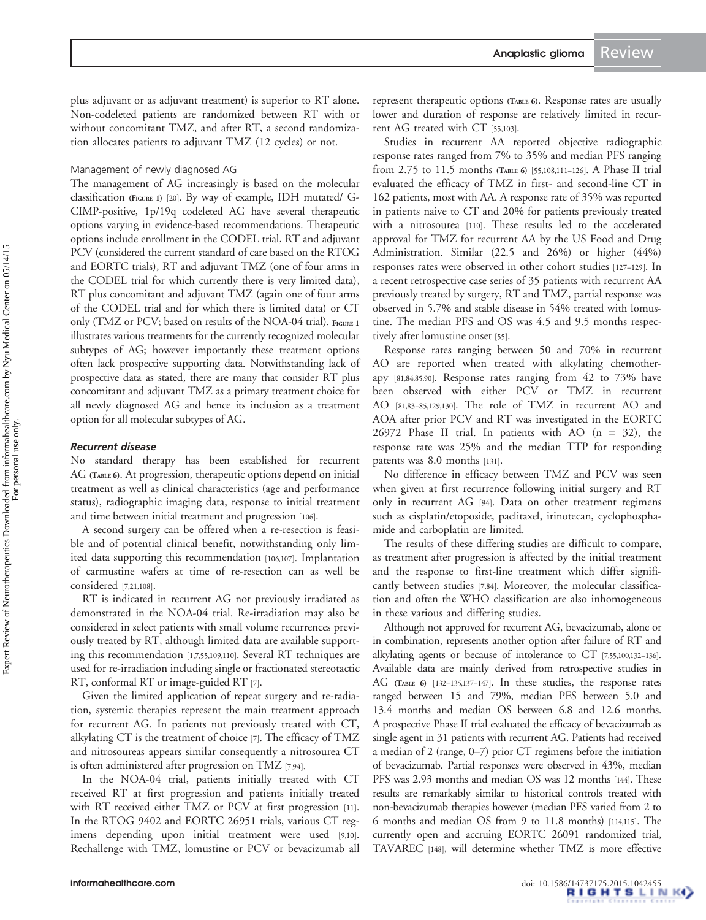plus adjuvant or as adjuvant treatment) is superior to RT alone. Non-codeleted patients are randomized between RT with or without concomitant TMZ, and after RT, a second randomization allocates patients to adjuvant TMZ (12 cycles) or not.

### Management of newly diagnosed AG

The management of AG increasingly is based on the molecular classification (Figure 1) [20]. By way of example, IDH mutated/ G-CIMP-positive, 1p/19q codeleted AG have several therapeutic options varying in evidence-based recommendations. Therapeutic options include enrollment in the CODEL trial, RT and adjuvant PCV (considered the current standard of care based on the RTOG and EORTC trials), RT and adjuvant TMZ (one of four arms in the CODEL trial for which currently there is very limited data), RT plus concomitant and adjuvant TMZ (again one of four arms of the CODEL trial and for which there is limited data) or CT only (TMZ or PCV; based on results of the NOA-04 trial). Figure 1 illustrates various treatments for the currently recognized molecular subtypes of AG; however importantly these treatment options often lack prospective supporting data. Notwithstanding lack of prospective data as stated, there are many that consider RT plus concomitant and adjuvant TMZ as a primary treatment choice for all newly diagnosed AG and hence its inclusion as a treatment option for all molecular subtypes of AG.

## *Recurrent disease*

No standard therapy has been established for recurrent AG (Table 6). At progression, therapeutic options depend on initial treatment as well as clinical characteristics (age and performance status), radiographic imaging data, response to initial treatment and time between initial treatment and progression [106].

A second surgery can be offered when a re-resection is feasible and of potential clinical benefit, notwithstanding only limited data supporting this recommendation [106,107]. Implantation of carmustine wafers at time of re-resection can as well be considered [7,21,108].

RT is indicated in recurrent AG not previously irradiated as demonstrated in the NOA-04 trial. Re-irradiation may also be considered in select patients with small volume recurrences previously treated by RT, although limited data are available supporting this recommendation [1,7,55,109,110]. Several RT techniques are used for re-irradiation including single or fractionated stereotactic RT, conformal RT or image-guided RT [7].

Given the limited application of repeat surgery and re-radiation, systemic therapies represent the main treatment approach for recurrent AG. In patients not previously treated with CT, alkylating CT is the treatment of choice [7]. The efficacy of TMZ and nitrosoureas appears similar consequently a nitrosourea CT is often administered after progression on TMZ [7,94].

In the NOA-04 trial, patients initially treated with CT received RT at first progression and patients initially treated with RT received either TMZ or PCV at first progression [11]. In the RTOG 9402 and EORTC 26951 trials, various CT regimens depending upon initial treatment were used [9,10]. Rechallenge with TMZ, lomustine or PCV or bevacizumab all represent therapeutic options (Table 6). Response rates are usually lower and duration of response are relatively limited in recurrent AG treated with CT [55,103].

Studies in recurrent AA reported objective radiographic response rates ranged from 7% to 35% and median PFS ranging from 2.75 to 11.5 months (Table 6) [55,108,111–126]. A Phase II trial evaluated the efficacy of TMZ in first- and second-line CT in 162 patients, most with AA. A response rate of 35% was reported in patients naive to CT and 20% for patients previously treated with a nitrosourea [110]. These results led to the accelerated approval for TMZ for recurrent AA by the US Food and Drug Administration. Similar (22.5 and 26%) or higher (44%) responses rates were observed in other cohort studies [127–129]. In a recent retrospective case series of 35 patients with recurrent AA previously treated by surgery, RT and TMZ, partial response was observed in 5.7% and stable disease in 54% treated with lomustine. The median PFS and OS was 4.5 and 9.5 months respectively after lomustine onset [55].

Response rates ranging between 50 and 70% in recurrent AO are reported when treated with alkylating chemotherapy [81,84,85,90]. Response rates ranging from 42 to 73% have been observed with either PCV or TMZ in recurrent AO [81,83–85,129,130]. The role of TMZ in recurrent AO and AOA after prior PCV and RT was investigated in the EORTC 26972 Phase II trial. In patients with AO (n = 32), the response rate was 25% and the median TTP for responding patents was 8.0 months [131].

No difference in efficacy between TMZ and PCV was seen when given at first recurrence following initial surgery and RT only in recurrent AG [94]. Data on other treatment regimens such as cisplatin/etoposide, paclitaxel, irinotecan, cyclophosphamide and carboplatin are limited.

The results of these differing studies are difficult to compare, as treatment after progression is affected by the initial treatment and the response to first-line treatment which differ significantly between studies [7,84]. Moreover, the molecular classification and often the WHO classification are also inhomogeneous in these various and differing studies.

Although not approved for recurrent AG, bevacizumab, alone or in combination, represents another option after failure of RT and alkylating agents or because of intolerance to CT [7,55,100,132–136]. Available data are mainly derived from retrospective studies in AG (Table 6) [132–135,137–147]. In these studies, the response rates ranged between 15 and 79%, median PFS between 5.0 and 13.4 months and median OS between 6.8 and 12.6 months. A prospective Phase II trial evaluated the efficacy of bevacizumab as single agent in 31 patients with recurrent AG. Patients had received a median of 2 (range, 0–7) prior CT regimens before the initiation of bevacizumab. Partial responses were observed in 43%, median PFS was 2.93 months and median OS was 12 months [144]. These results are remarkably similar to historical controls treated with non-bevacizumab therapies however (median PFS varied from 2 to 6 months and median OS from 9 to 11.8 months) [114,115]. The currently open and accruing EORTC 26091 randomized trial, TAVAREC [148], will determine whether TMZ is more effective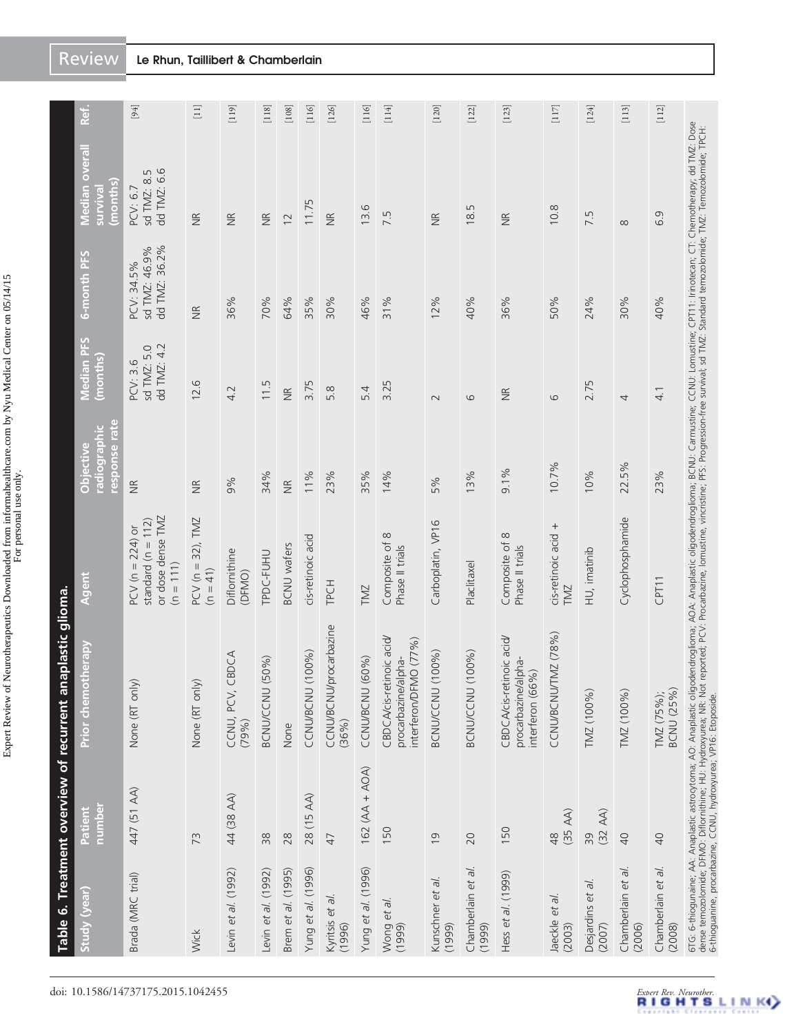**Table 6. Treatment overview of recurrent anaplastic glioma.**

| Study (year) | Patient number | Prior chemotherapy | Agent | Objective radiographic response rate | Median PFS (months) | 6-month PFS | Median overall survival (months) | Ref. |
|---|---|---|---|---|---|---|---|---|
| Brada (MRC trial) | 447 (51 AA) | None (RT only) | PCV (n = 224) or standard (n = 112) or dose dense TMZ (n = 111) | NR | PCV: 3.6<br>sd TMZ: 5.0<br>dd TMZ: 4.2 | PCV: 34.5%<br>sd TMZ: 46.9%<br>dd TMZ: 36.2% | PCV: 6.7<br>sd TMZ: 8.5<br>dd TMZ: 6.6 | [94] |
| Wick | 73 | None (RT only) | PCV (n = 32), TMZ (n = 41) | NR | 12.6 | NR | NR | [11] |
| Levin *et al.* (1992) | 44 (38 AA) | CCNU, PCV, CBDCA (79%) | Diflornithine (DFMO) | 9% | 4.2 | 36% | NR | [119] |
| Levin *et al.* (1992) | 38 | BCNU/CCNU (50%) | TPDC-FUHU | 34% | 11.5 | 70% | NR | [118] |
| Brem *et al.* (1995) | 28 | None | BCNU wafers | NR | NR | 64% | 12 | [108] |
| Yung *et al.* (1996) | 28 (15 AA) | CCNU/BCNU (100%) | cis-retinoic acid | 11% | 3.75 | 35% | 11.75 | [116] |
| Kyritsis *et al.* (1996) | 47 | CCNU/BCNU/procarbazine (36%) | TPCH | 23% | 5.8 | 30% | NR | [126] |
| Yung *et al.* (1996) | 162 (AA + AOA) | CCNU/BCNU (60%) | TMZ | 35% | 5.4 | 46% | 13.6 | [116] |
| Wong *et al.* (1999) | 150 | CBDCA/cis-retinoic acid/procarbazine/alpha-interferon/DFMO (77%) | Composite of 8 Phase II trials | 14% | 3.25 | 31% | 7.5 | [114] |
| Kunschner *et al.* (1999) | 19 | BCNU/CCNU (100%) | Carboplatin, VP16 | 5% | 2 | 12% | NR | [120] |
| Chamberlain *et al.* (1999) | 20 | BCNU/CCNU (100%) | Paclitaxel | 13% | 6 | 40% | 18.5 | [122] |
| Hess *et al.* (1999) | 150 | CBDCA/cis-retinoic acid/procarbazine/alpha-interferon (66%) | Composite of 8 Phase II trials | 9.1% | NR | 36% | NR | [123] |
| Jaeckle *et al.* (2003) | 48 (35 AA) | CCNU/BCNU/TMZ (78%) | cis-retinoic acid + TMZ | 10.7% | 6 | 50% | 10.8 | [117] |
| Desjardins *et al.* (2007) | 39 (32 AA) | TMZ (100%) | HU, imatinib | 10% | 2.75 | 24% | 7.5 | [124] |
| Chamberlain *et al.* (2006) | 40 | TMZ (100%) | Cyclophosphamide | 22.5% | 4 | 30% | 8 | [113] |
| Chamberlain *et al.* (2008) | 40 | TMZ (75%); BCNU (25%) | CPT11 | 23% | 4.1 | 40% | 6.9 | [112] |

6TG: 6-thioguanine; AA: Anaplastic astrocytoma; AO: Anaplastic oligodendroglioma; AOA: Anaplastic oligodendroglioma; BCNU: Carmustine; CCNU: Lomustine; CPT11: Irinotecan; CT: Chemotherapy; dd TMZ: Dose dense temozolomide; DFMO: Diflornithine; HU: Hydroxyurea; NR: Not reported; PCV: Procarbazine, lomustine, vincristine; PFS: Progression-free survival; sd TMZ: Standard temozolomide; TMZ: Temozolomide; TPCH: 6-thioguanine, procarbazine, CCNU, hydroxyurea; VP16: Etoposide.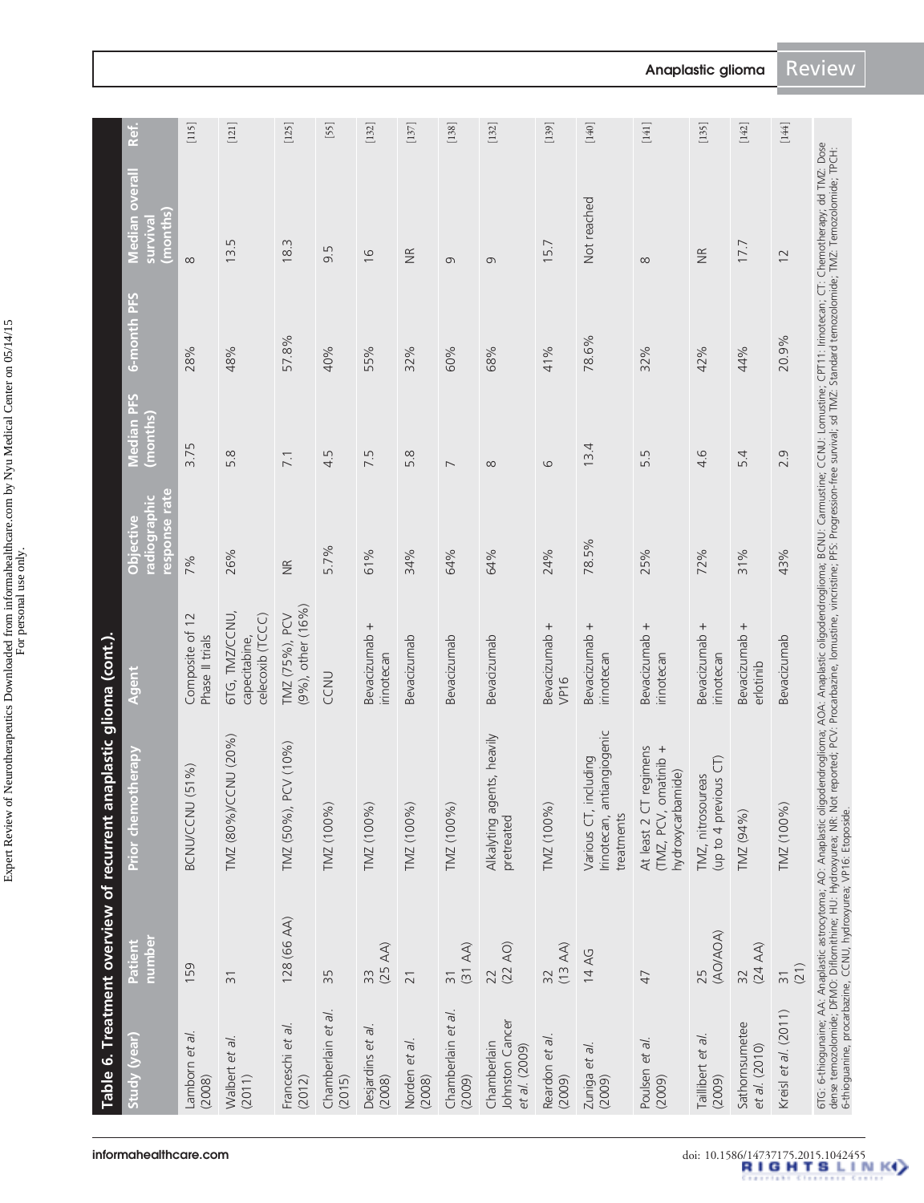**Table 6. Treatment overview of recurrent anaplastic glioma (cont.).**

| Study (year) | Patient number | Prior chemotherapy | Agent | Objective radiographic response rate | Median PFS (months) | 6-month PFS | Median overall survival (months) | Ref. |
|---|---|---|---|---|---|---|---|---|
| Lamborn *et al.* (2008) | 159 | BCNU/CCNU (51%) | Composite of 12 Phase II trials | 7% | 3.75 | 28% | 8 | [115] |
| Walbert *et al.* (2011) | 31 | TMZ (80%)/CCNU (20%) | 6TG, TMZ/CCNU, capecitabine, celecoxib (TCCC) | 26% | 5.8 | 48% | 13.5 | [121] |
| Franceschi *et al.* (2012) | 128 (66 AA) | TMZ (50%), PCV (10%) | TMZ (75%), PCV (9%), other (16%) | NR | 7.1 | 57.8% | 18.3 | [125] |
| Chamberlain *et al.* (2015) | 35 | TMZ (100%) | CCNU | 5.7% | 4.5 | 40% | 9.5 | [55] |
| Desjardins *et al.* (2008) | 33 (25 AA) | TMZ (100%) | Bevacizumab + irinotecan | 61% | 7.5 | 55% | 16 | [132] |
| Norden *et al.* (2008) | 21 | TMZ (100%) | Bevacizumab | 34% | 5.8 | 32% | NR | [137] |
| Chamberlain *et al.* (2009) | 31 (31 AA) | TMZ (100%) | Bevacizumab | 64% | 7 | 60% | 9 | [138] |
| Chamberlain Johnston Cancer *et al.* (2009) | 22 (22 AO) | Alkalyting agents, heavily pretreated | Bevacizumab | 64% | 8 | 68% | 9 | [132] |
| Reardon *et al.* (2009) | 32 (13 AA) | TMZ (100%) | Bevacizumab + VP16 | 24% | 6 | 41% | 15.7 | [139] |
| Zuniga *et al.* (2009) | 14 AG | Various CT, including Irinotecan, antiangiogenic treatments | Bevacizumab + irinotecan | 78.5% | 13.4 | 78.6% | Not reached | [140] |
| Poulsen *et al.* (2009) | 47 | At least 2 CT regimens (TMZ, PCV, omatinib + hydroxycarbamide) | Bevacizumab + irinotecan | 25% | 5.5 | 32% | 8 | [141] |
| Taillibert *et al.* (2009) | 25 (AO/AOA) | TMZ, nitrosoureas (up to 4 previous CT) | Bevacizumab + irinotecan | 72% | 4.6 | 42% | NR | [135] |
| Sathornsumetee *et al.* (2010) | 32 (24 AA) | TMZ (94%) | Bevacizumab + erlotinib | 31% | 5.4 | 44% | 17.7 | [142] |
| Kreisl *et al.* (2011) | 31 (21) | TMZ (100%) | Bevacizumab | 43% | 2.9 | 20.9% | 12 | [144] |

6TG: 6-thioguanine; AA: Anaplastic astrocytoma; AO: Anaplastic oligodendroglioma; AOA: Anaplastic oligodendroglioma; BCNU: Carmustine; CCNU: Lomustine; CPT11: Irinotecan; CT: Chemotherapy; dd TMZ: Dose dense temozolomide; DFMO: Difluromithine; HU: Hydroxyurea; NR: Not reported; PCV: Procarbazine, lomustine, vincristine; PFS: Progression-free survival; sd TMZ: Standard temozolomide; TMZ: Temozolomide; TPCH: 6-thioguanine, procarbazine, CCNU, hydroxyurea; VP16: Etoposide.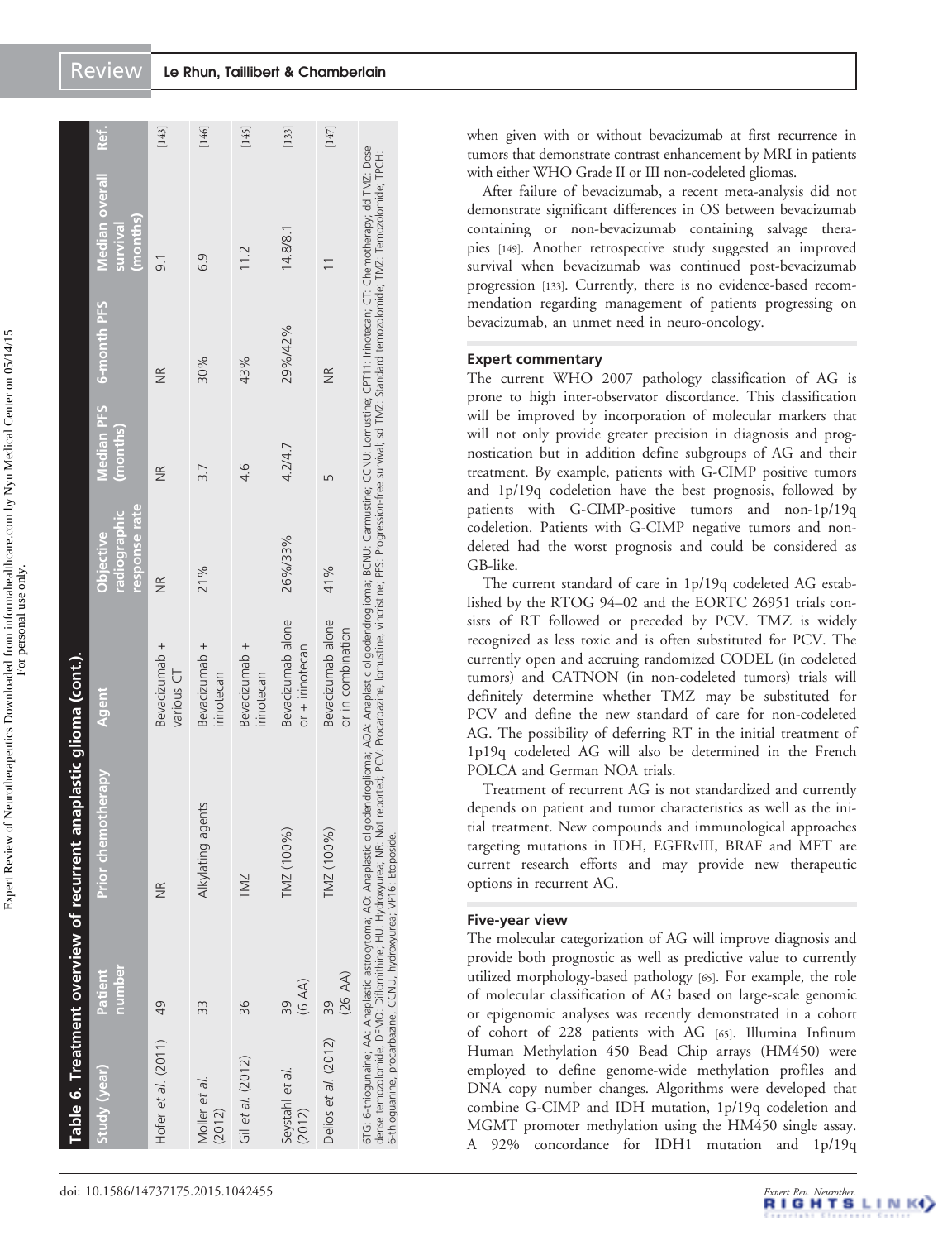**Table 6. Treatment overview of recurrent anaplastic glioma (cont.).**

| Study (year) | Patient number | Prior chemotherapy | Agent | Objective radiographic response rate | Median PFS (months) | 6-month PFS | Median overall survival (months) | Ref. |
|---|---|---|---|---|---|---|---|---|
| Hofer *et al.* (2011) | 49 | NR | Bevacizumab + various CT | NR | NR | NR | 9.1 | [143] |
| Moller *et al.* (2012) | 33 | Alkylating agents | Bevacizumab + irinotecan | 21% | 3.7 | 30% | 6.9 | [146] |
| Gil *et al.* (2012) | 36 | TMZ | Bevacizumab + irinotecan | | 4.6 | 43% | 11.2 | [145] |
| Seystahl *et al.* (2012) | 39 (6 AA) | TMZ (100%) | Bevacizumab alone or + irinotecan | 26%/33% | 4.2/4.7 | 29%/42% | 14.8/8.1 | [133] |
| Delios *et al.* (2012) | 39 (26 AA) | TMZ (100%) | Bevacizumab alone or in combination | 41% | 5 | NR | 11 | [147] |

6TG: 6-thioguanine; AA: Anaplastic astrocytoma; AO: Anaplastic oligodendroglioma; AOA: Anaplastic oligodendroglioma; BCNU: Carmustine; CCNU: Lomustine; CPT11: Irinotecan; CT: Chemotherapy; dd TMZ: Dose dense temozolomide; DFMO: Diflornithine; HU: Hydroxyurea; NR: Not reported; PCV: Procarbazine, lomustine, vincristine; PFS: Progression-free survival; sd TMZ: Standard temozolomide; TMZ: Temozolomide; TPCH: 6-thioguanine, procarbazine, CCNU, hydroxyurea; VP16: Etoposide.

when given with or without bevacizumab at first recurrence in tumors that demonstrate contrast enhancement by MRI in patients with either WHO Grade II or III non-codeleted gliomas.

After failure of bevacizumab, a recent meta-analysis did not demonstrate significant differences in OS between bevacizumab containing or non-bevacizumab containing salvage therapies [149]. Another retrospective study suggested an improved survival when bevacizumab was continued post-bevacizumab progression [133]. Currently, there is no evidence-based recommendation regarding management of patients progressing on bevacizumab, an unmet need in neuro-oncology.

## Expert commentary

The current WHO 2007 pathology classification of AG is prone to high inter-observator discordance. This classification will be improved by incorporation of molecular markers that will not only provide greater precision in diagnosis and prognostication but in addition define subgroups of AG and their treatment. By example, patients with G-CIMP positive tumors and 1p/19q codeletion have the best prognosis, followed by patients with G-CIMP-positive tumors and non-1p/19q codeletion. Patients with G-CIMP negative tumors and non-deleted had the worst prognosis and could be considered as GB-like.

The current standard of care in 1p/19q codeleted AG established by the RTOG 94–02 and the EORTC 26951 trials consists of RT followed or preceded by PCV. TMZ is widely recognized as less toxic and is often substituted for PCV. The currently open and accruing randomized CODEL (in codeleted tumors) and CATNON (in non-codeleted tumors) trials will definitely determine whether TMZ may be substituted for PCV and define the new standard of care for non-codeleted AG. The possibility of deferring RT in the initial treatment of 1p19q codeleted AG will also be determined in the French POLCA and German NOA trials.

Treatment of recurrent AG is not standardized and currently depends on patient and tumor characteristics as well as the initial treatment. New compounds and immunological approaches targeting mutations in IDH, EGFRvIII, BRAF and MET are current research efforts and may provide new therapeutic options in recurrent AG.

## Five-year view

The molecular categorization of AG will improve diagnosis and provide both prognostic as well as predictive value to currently utilized morphology-based pathology [65]. For example, the role of molecular classification of AG based on large-scale genomic or epigenomic analyses was recently demonstrated in a cohort of cohort of 228 patients with AG [65]. Illumina Infinum Human Methylation 450 Bead Chip arrays (HM450) were employed to define genome-wide methylation profiles and DNA copy number changes. Algorithms were developed that combine G-CIMP and IDH mutation, 1p/19q codeletion and MGMT promoter methylation using the HM450 single assay. A 92% concordance for IDH1 mutation and 1p/19q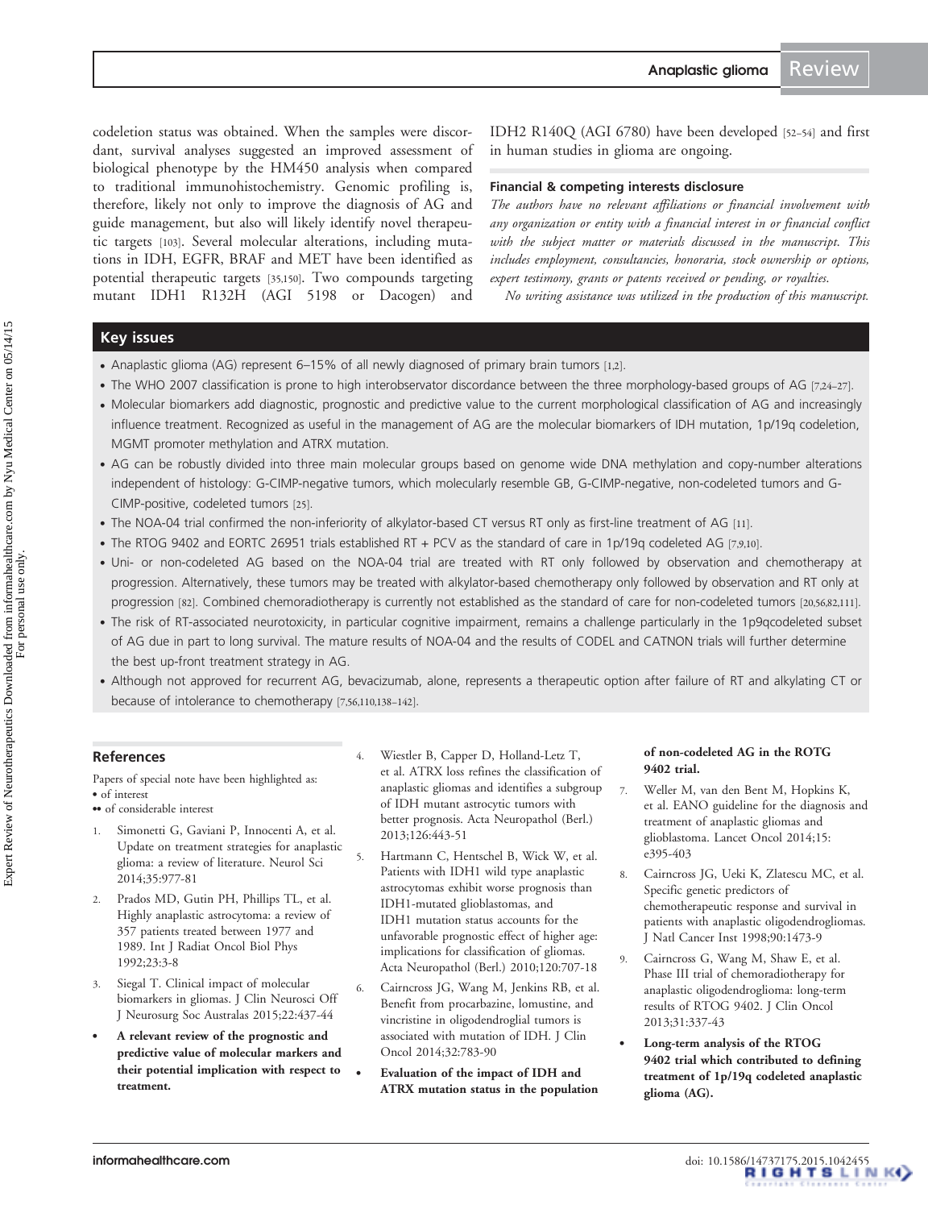codeletion status was obtained. When the samples were discordant, survival analyses suggested an improved assessment of biological phenotype by the HM450 analysis when compared to traditional immunohistochemistry. Genomic profiling is, therefore, likely not only to improve the diagnosis of AG and guide management, but also will likely identify novel therapeutic targets [103]. Several molecular alterations, including mutations in IDH, EGFR, BRAF and MET have been identified as potential therapeutic targets [35,150]. Two compounds targeting mutant IDH1 R132H (AGI 5198 or Dacogen) and IDH2 R140Q (AGI 6780) have been developed [52–54] and first in human studies in glioma are ongoing.

### Financial & competing interests disclosure

*The authors have no relevant affiliations or financial involvement with any organization or entity with a financial interest in or financial conflict with the subject matter or materials discussed in the manuscript. This includes employment, consultancies, honoraria, stock ownership or options, expert testimony, grants or patents received or pending, or royalties.*

*No writing assistance was utilized in the production of this manuscript.*

## Key issues

- Anaplastic glioma (AG) represent 6–15% of all newly diagnosed of primary brain tumors [1,2].
- The WHO 2007 classification is prone to high interobservator discordance between the three morphology-based groups of AG [7,24–27].
- Molecular biomarkers add diagnostic, prognostic and predictive value to the current morphological classification of AG and increasingly influence treatment. Recognized as useful in the management of AG are the molecular biomarkers of IDH mutation, 1p/19q codeletion, MGMT promoter methylation and ATRX mutation.
- AG can be robustly divided into three main molecular groups based on genome wide DNA methylation and copy-number alterations independent of histology: G-CIMP-negative tumors, which molecularly resemble GB, G-CIMP-negative, non-codeleted tumors and G-CIMP-positive, codeleted tumors [25].
- The NOA-04 trial confirmed the non-inferiority of alkylator-based CT versus RT only as first-line treatment of AG [11].
- The RTOG 9402 and EORTC 26951 trials established RT + PCV as the standard of care in 1p/19q codeleted AG [7,9,10].
- Uni- or non-codeleted AG based on the NOA-04 trial are treated with RT only followed by observation and chemotherapy at progression. Alternatively, these tumors may be treated with alkylator-based chemotherapy only followed by observation and RT only at progression [82]. Combined chemoradiotherapy is currently not established as the standard of care for non-codeleted tumors [20,56,82,111].
- The risk of RT-associated neurotoxicity, in particular cognitive impairment, remains a challenge particularly in the 1p9qcodeleted subset of AG due in part to long survival. The mature results of NOA-04 and the results of CODEL and CATNON trials will further determine the best up-front treatment strategy in AG.
- Although not approved for recurrent AG, bevacizumab, alone, represents a therapeutic option after failure of RT and alkylating CT or because of intolerance to chemotherapy [7,56,110,138–142].

## References

Papers of special note have been highlighted as:
• of interest
•• of considerable interest

1. Simonetti G, Gaviani P, Innocenti A, et al. Update on treatment strategies for anaplastic glioma: a review of literature. Neurol Sci 2014;35:977-81
2. Prados MD, Gutin PH, Phillips TL, et al. Highly anaplastic astrocytoma: a review of 357 patients treated between 1977 and 1989. Int J Radiat Oncol Biol Phys 1992;23:3-8
3. Siegal T. Clinical impact of molecular biomarkers in gliomas. J Clin Neurosci Off J Neurosurg Soc Australas 2015;22:437-44
   - **A relevant review of the prognostic and predictive value of molecular markers and their potential implication with respect to treatment.**
4. Wiestler B, Capper D, Holland-Letz T, et al. ATRX loss refines the classification of anaplastic gliomas and identifies a subgroup of IDH mutant astrocytic tumors with better prognosis. Acta Neuropathol (Berl.) 2013;126:443-51
5. Hartmann C, Hentschel B, Wick W, et al. Patients with IDH1 wild type anaplastic astrocytomas exhibit worse prognosis than IDH1-mutated glioblastomas, and IDH1 mutation status accounts for the unfavorable prognostic effect of higher age: implications for classification of gliomas. Acta Neuropathol (Berl.) 2010;120:707-18
6. Cairncross JG, Wang M, Jenkins RB, et al. Benefit from procarbazine, lomustine, and vincristine in oligodendroglial tumors is associated with mutation of IDH. J Clin Oncol 2014;32:783-90
   - **Evaluation of the impact of IDH and ATRX mutation status in the population of non-codeleted AG in the ROTG 9402 trial.**
7. Weller M, van den Bent M, Hopkins K, et al. EANO guideline for the diagnosis and treatment of anaplastic gliomas and glioblastoma. Lancet Oncol 2014;15:e395-403
8. Cairncross JG, Ueki K, Zlatescu MC, et al. Specific genetic predictors of chemotherapeutic response and survival in patients with anaplastic oligodendrogliomas. J Natl Cancer Inst 1998;90:1473-9
9. Cairncross G, Wang M, Shaw E, et al. Phase III trial of chemoradiotherapy for anaplastic oligodendroglioma: long-term results of RTOG 9402. J Clin Oncol 2013;31:337-43
   - **Long-term analysis of the RTOG 9402 trial which contributed to defining treatment of 1p/19q codeleted anaplastic glioma (AG).**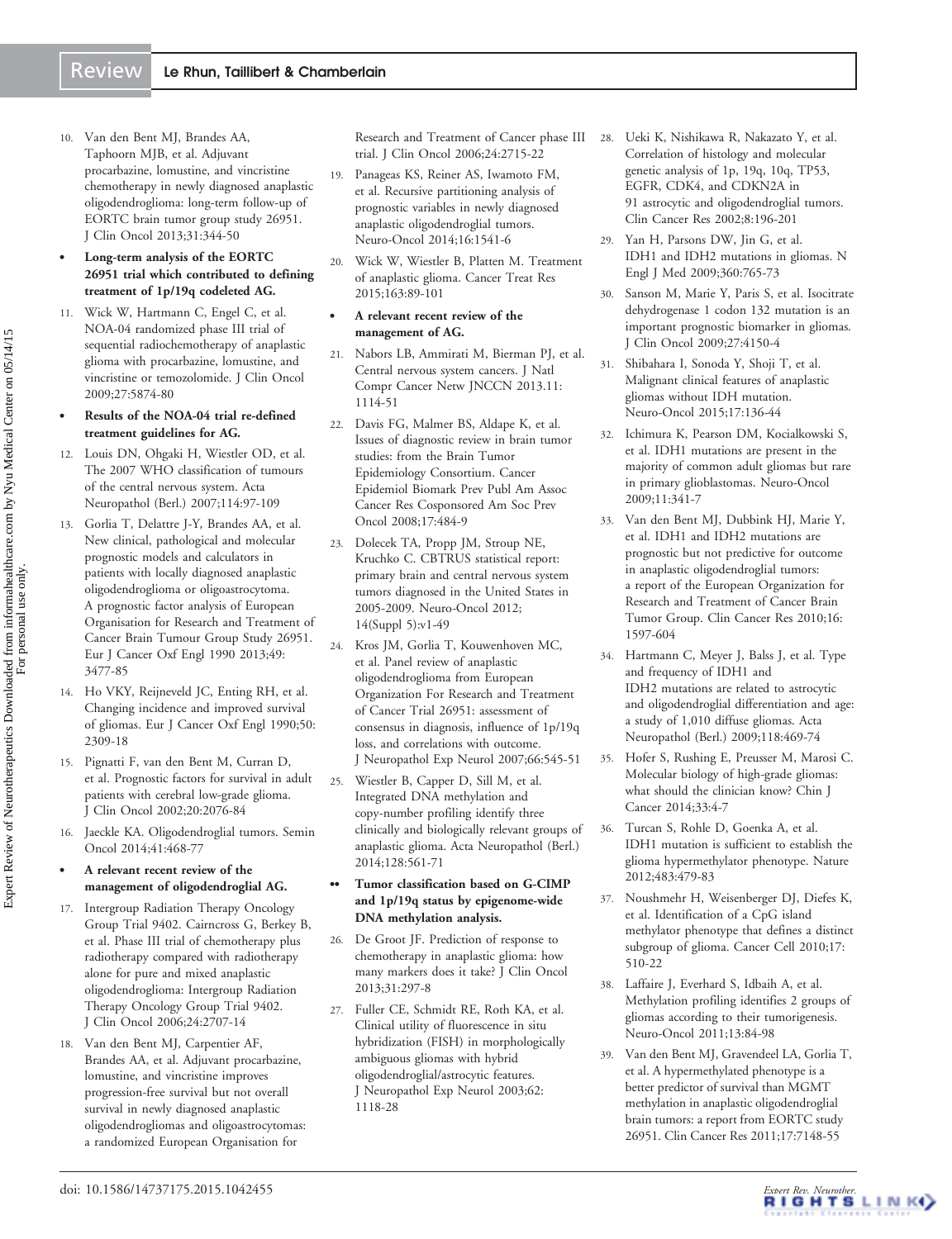10. Van den Bent MJ, Brandes AA, Taphoorn MJB, et al. Adjuvant procarbazine, lomustine, and vincristine chemotherapy in newly diagnosed anaplastic oligodendroglioma: long-term follow-up of EORTC brain tumor group study 26951. J Clin Oncol 2013;31:344-50

- **Long-term analysis of the EORTC 26951 trial which contributed to defining treatment of 1p/19q codeleted AG.**

11. Wick W, Hartmann C, Engel C, et al. NOA-04 randomized phase III trial of sequential radiochemotherapy of anaplastic glioma with procarbazine, lomustine, and vincristine or temozolomide. J Clin Oncol 2009;27:5874-80

- **Results of the NOA-04 trial re-defined treatment guidelines for AG.**

12. Louis DN, Ohgaki H, Wiestler OD, et al. The 2007 WHO classification of tumours of the central nervous system. Acta Neuropathol (Berl.) 2007;114:97-109

13. Gorlia T, Delattre J-Y, Brandes AA, et al. New clinical, pathological and molecular prognostic models and calculators in patients with locally diagnosed anaplastic oligodendroglioma or oligoastrocytoma. A prognostic factor analysis of European Organisation for Research and Treatment of Cancer Brain Tumour Group Study 26951. Eur J Cancer Oxf Engl 1990 2013;49:3477-85

14. Ho VKY, Reijneveld JC, Enting RH, et al. Changing incidence and improved survival of gliomas. Eur J Cancer Oxf Engl 1990;50:2309-18

15. Pignatti F, van den Bent M, Curran D, et al. Prognostic factors for survival in adult patients with cerebral low-grade glioma. J Clin Oncol 2002;20:2076-84

16. Jaeckle KA. Oligodendroglial tumors. Semin Oncol 2014;41:468-77

- **A relevant recent review of the management of oligodendroglial AG.**

17. Intergroup Radiation Therapy Oncology Group Trial 9402. Cairncross G, Berkey B, et al. Phase III trial of chemotherapy plus radiotherapy compared with radiotherapy alone for pure and mixed anaplastic oligodendroglioma: Intergroup Radiation Therapy Oncology Group Trial 9402. J Clin Oncol 2006;24:2707-14

18. Van den Bent MJ, Carpentier AF, Brandes AA, et al. Adjuvant procarbazine, lomustine, and vincristine improves progression-free survival but not overall survival in newly diagnosed anaplastic oligodendrogliomas and oligoastrocytomas: a randomized European Organisation for Research and Treatment of Cancer phase III trial. J Clin Oncol 2006;24:2715-22

19. Panageas KS, Reiner AS, Iwamoto FM, et al. Recursive partitioning analysis of prognostic variables in newly diagnosed anaplastic oligodendroglial tumors. Neuro-Oncol 2014;16:1541-6

20. Wick W, Wiestler B, Platten M. Treatment of anaplastic glioma. Cancer Treat Res 2015;163:89-101

- **A relevant recent review of the management of AG.**

21. Nabors LB, Ammirati M, Bierman PJ, et al. Central nervous system cancers. J Natl Compr Cancer Netw JNCCN 2013.11:1114-51

22. Davis FG, Malmer BS, Aldape K, et al. Issues of diagnostic review in brain tumor studies: from the Brain Tumor Epidemiology Consortium. Cancer Epidemiol Biomark Prev Publ Am Assoc Cancer Res Cosponsored Am Soc Prev Oncol 2008;17:484-9

23. Dolecek TA, Propp JM, Stroup NE, Kruchko C. CBTRUS statistical report: primary brain and central nervous system tumors diagnosed in the United States in 2005-2009. Neuro-Oncol 2012; 14(Suppl 5):v1-49

24. Kros JM, Gorlia T, Kouwenhoven MC, et al. Panel review of anaplastic oligodendroglioma from European Organization For Research and Treatment of Cancer Trial 26951: assessment of consensus in diagnosis, influence of 1p/19q loss, and correlations with outcome. J Neuropathol Exp Neurol 2007;66:545-51

25. Wiestler B, Capper D, Sill M, et al. Integrated DNA methylation and copy-number profiling identify three clinically and biologically relevant groups of anaplastic glioma. Acta Neuropathol (Berl.) 2014;128:561-71

- •• **Tumor classification based on G-CIMP and 1p/19q status by epigenome-wide DNA methylation analysis.**

26. De Groot JF. Prediction of response to chemotherapy in anaplastic glioma: how many markers does it take? J Clin Oncol 2013;31:297-8

27. Fuller CE, Schmidt RE, Roth KA, et al. Clinical utility of fluorescence in situ hybridization (FISH) in morphologically ambiguous gliomas with hybrid oligodendroglial/astrocytic features. J Neuropathol Exp Neurol 2003;62:1118-28

28. Ueki K, Nishikawa R, Nakazato Y, et al. Correlation of histology and molecular genetic analysis of 1p, 19q, 10q, TP53, EGFR, CDK4, and CDKN2A in 91 astrocytic and oligodendroglial tumors. Clin Cancer Res 2002;8:196-201

29. Yan H, Parsons DW, Jin G, et al. IDH1 and IDH2 mutations in gliomas. N Engl J Med 2009;360:765-73

30. Sanson M, Marie Y, Paris S, et al. Isocitrate dehydrogenase 1 codon 132 mutation is an important prognostic biomarker in gliomas. J Clin Oncol 2009;27:4150-4

31. Shibahara I, Sonoda Y, Shoji T, et al. Malignant clinical features of anaplastic gliomas without IDH mutation. Neuro-Oncol 2015;17:136-44

32. Ichimura K, Pearson DM, Kocialkowski S, et al. IDH1 mutations are present in the majority of common adult gliomas but rare in primary glioblastomas. Neuro-Oncol 2009;11:341-7

33. Van den Bent MJ, Dubbink HJ, Marie Y, et al. IDH1 and IDH2 mutations are prognostic but not predictive for outcome in anaplastic oligodendroglial tumors: a report of the European Organization for Research and Treatment of Cancer Brain Tumor Group. Clin Cancer Res 2010;16:1597-604

34. Hartmann C, Meyer J, Balss J, et al. Type and frequency of IDH1 and IDH2 mutations are related to astrocytic and oligodendroglial differentiation and age: a study of 1,010 diffuse gliomas. Acta Neuropathol (Berl.) 2009;118:469-74

35. Hofer S, Rushing E, Preusser M, Marosi C. Molecular biology of high-grade gliomas: what should the clinician know? Chin J Cancer 2014;33:4-7

36. Turcan S, Rohle D, Goenka A, et al. IDH1 mutation is sufficient to establish the glioma hypermethylator phenotype. Nature 2012;483:479-83

37. Noushmehr H, Weisenberger DJ, Diefes K, et al. Identification of a CpG island methylator phenotype that defines a distinct subgroup of glioma. Cancer Cell 2010;17:510-22

38. Laffaire J, Everhard S, Idbaih A, et al. Methylation profiling identifies 2 groups of gliomas according to their tumorigenesis. Neuro-Oncol 2011;13:84-98

39. Van den Bent MJ, Gravendeel LA, Gorlia T, et al. A hypermethylated phenotype is a better predictor of survival than MGMT methylation in anaplastic oligodendroglial brain tumors: a report from EORTC study 26951. Clin Cancer Res 2011;17:7148-55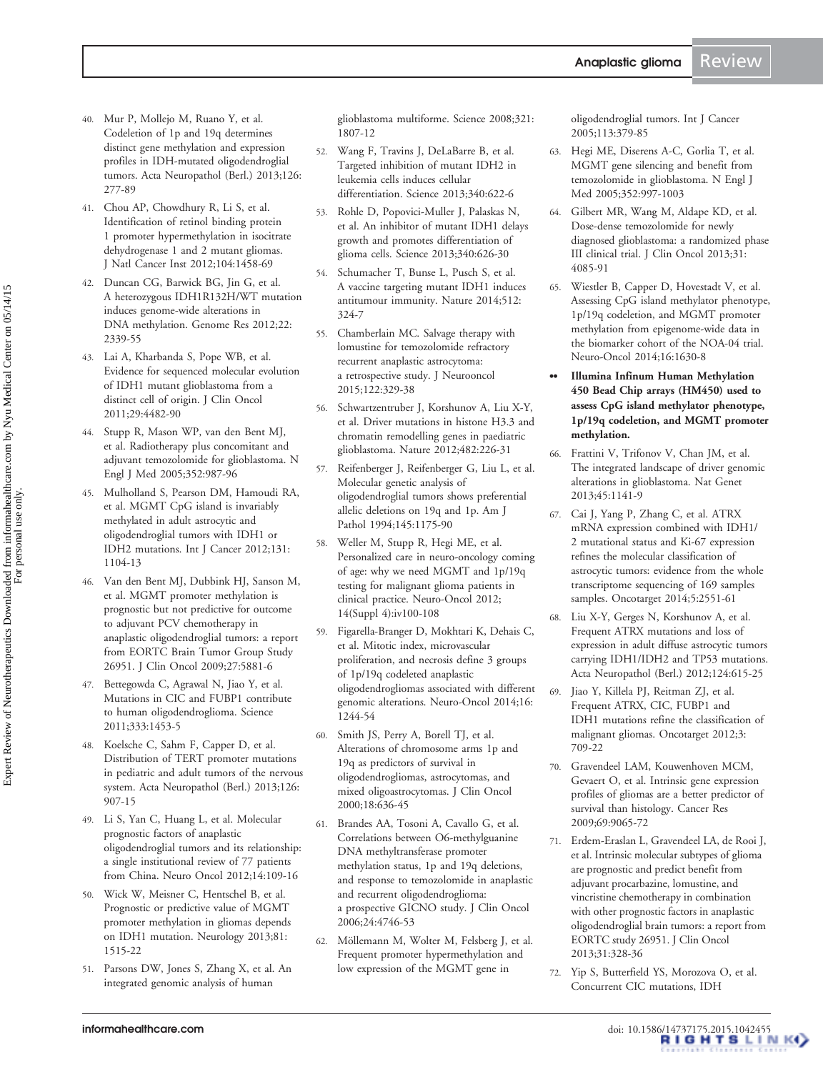40. Mur P, Mollejo M, Ruano Y, et al. Codeletion of 1p and 19q determines distinct gene methylation and expression profiles in IDH-mutated oligodendroglial tumors. Acta Neuropathol (Berl.) 2013;126:277-89

41. Chou AP, Chowdhury R, Li S, et al. Identification of retinol binding protein 1 promoter hypermethylation in isocitrate dehydrogenase 1 and 2 mutant gliomas. J Natl Cancer Inst 2012;104:1458-69

42. Duncan CG, Barwick BG, Jin G, et al. A heterozygous IDH1R132H/WT mutation induces genome-wide alterations in DNA methylation. Genome Res 2012;22:2339-55

43. Lai A, Kharbanda S, Pope WB, et al. Evidence for sequenced molecular evolution of IDH1 mutant glioblastoma from a distinct cell of origin. J Clin Oncol 2011;29:4482-90

44. Stupp R, Mason WP, van den Bent MJ, et al. Radiotherapy plus concomitant and adjuvant temozolomide for glioblastoma. N Engl J Med 2005;352:987-96

45. Mulholland S, Pearson DM, Hamoudi RA, et al. MGMT CpG island is invariably methylated in adult astrocytic and oligodendroglial tumors with IDH1 or IDH2 mutations. Int J Cancer 2012;131:1104-13

46. Van den Bent MJ, Dubbink HJ, Sanson M, et al. MGMT promoter methylation is prognostic but not predictive for outcome to adjuvant PCV chemotherapy in anaplastic oligodendroglial tumors: a report from EORTC Brain Tumor Group Study 26951. J Clin Oncol 2009;27:5881-6

47. Bettegowda C, Agrawal N, Jiao Y, et al. Mutations in CIC and FUBP1 contribute to human oligodendroglioma. Science 2011;333:1453-5

48. Koelsche C, Sahm F, Capper D, et al. Distribution of TERT promoter mutations in pediatric and adult tumors of the nervous system. Acta Neuropathol (Berl.) 2013;126:907-15

49. Li S, Yan C, Huang L, et al. Molecular prognostic factors of anaplastic oligodendroglial tumors and its relationship: a single institutional review of 77 patients from China. Neuro Oncol 2012;14:109-16

50. Wick W, Meisner C, Hentschel B, et al. Prognostic or predictive value of MGMT promoter methylation in gliomas depends on IDH1 mutation. Neurology 2013;81:1515-22

51. Parsons DW, Jones S, Zhang X, et al. An integrated genomic analysis of human glioblastoma multiforme. Science 2008;321:1807-12

52. Wang F, Travins J, DeLaBarre B, et al. Targeted inhibition of mutant IDH2 in leukemia cells induces cellular differentiation. Science 2013;340:622-6

53. Rohle D, Popovici-Muller J, Palaskas N, et al. An inhibitor of mutant IDH1 delays growth and promotes differentiation of glioma cells. Science 2013;340:626-30

54. Schumacher T, Bunse L, Pusch S, et al. A vaccine targeting mutant IDH1 induces antitumour immunity. Nature 2014;512:324-7

55. Chamberlain MC. Salvage therapy with lomustine for temozolomide refractory recurrent anaplastic astrocytoma: a retrospective study. J Neurooncol 2015;122:329-38

56. Schwartzentruber J, Korshunov A, Liu X-Y, et al. Driver mutations in histone H3.3 and chromatin remodelling genes in paediatric glioblastoma. Nature 2012;482:226-31

57. Reifenberger J, Reifenberger G, Liu L, et al. Molecular genetic analysis of oligodendroglial tumors shows preferential allelic deletions on 19q and 1p. Am J Pathol 1994;145:1175-90

58. Weller M, Stupp R, Hegi ME, et al. Personalized care in neuro-oncology coming of age: why we need MGMT and 1p/19q testing for malignant glioma patients in clinical practice. Neuro-Oncol 2012;14(Suppl 4):iv100-108

59. Figarella-Branger D, Mokhtari K, Dehais C, et al. Mitotic index, microvascular proliferation, and necrosis define 3 groups of 1p/19q codeleted anaplastic oligodendrogliomas associated with different genomic alterations. Neuro-Oncol 2014;16:1244-54

60. Smith JS, Perry A, Borell TJ, et al. Alterations of chromosome arms 1p and 19q as predictors of survival in oligodendrogliomas, astrocytomas, and mixed oligoastrocytomas. J Clin Oncol 2000;18:636-45

61. Brandes AA, Tosoni A, Cavallo G, et al. Correlations between O6-methylguanine DNA methyltransferase promoter methylation status, 1p and 19q deletions, and response to temozolomide in anaplastic and recurrent oligodendroglioma: a prospective GICNO study. J Clin Oncol 2006;24:4746-53

62. Möllemann M, Wolter M, Felsberg J, et al. Frequent promoter hypermethylation and low expression of the MGMT gene in oligodendroglial tumors. Int J Cancer 2005;113:379-85

63. Hegi ME, Diserens A-C, Gorlia T, et al. MGMT gene silencing and benefit from temozolomide in glioblastoma. N Engl J Med 2005;352:997-1003

64. Gilbert MR, Wang M, Aldape KD, et al. Dose-dense temozolomide for newly diagnosed glioblastoma: a randomized phase III clinical trial. J Clin Oncol 2013;31:4085-91

65. Wiestler B, Capper D, Hovestadt V, et al. Assessing CpG island methylator phenotype, 1p/19q codeletion, and MGMT promoter methylation from epigenome-wide data in the biomarker cohort of the NOA-04 trial. Neuro-Oncol 2014;16:1630-8

•• **Illumina Infinum Human Methylation 450 Bead Chip arrays (HM450) used to assess CpG island methylator phenotype, 1p/19q codeletion, and MGMT promoter methylation.**

66. Frattini V, Trifonov V, Chan JM, et al. The integrated landscape of driver genomic alterations in glioblastoma. Nat Genet 2013;45:1141-9

67. Cai J, Yang P, Zhang C, et al. ATRX mRNA expression combined with IDH1/2 mutational status and Ki-67 expression refines the molecular classification of astrocytic tumors: evidence from the whole transcriptome sequencing of 169 samples samples. Oncotarget 2014;5:2551-61

68. Liu X-Y, Gerges N, Korshunov A, et al. Frequent ATRX mutations and loss of expression in adult diffuse astrocytic tumors carrying IDH1/IDH2 and TP53 mutations. Acta Neuropathol (Berl.) 2012;124:615-25

69. Jiao Y, Killela PJ, Reitman ZJ, et al. Frequent ATRX, CIC, FUBP1 and IDH1 mutations refine the classification of malignant gliomas. Oncotarget 2012;3:709-22

70. Gravendeel LAM, Kouwenhoven MCM, Gevaert O, et al. Intrinsic gene expression profiles of gliomas are a better predictor of survival than histology. Cancer Res 2009;69:9065-72

71. Erdem-Eraslan L, Gravendeel LA, de Rooi J, et al. Intrinsic molecular subtypes of glioma are prognostic and predict benefit from adjuvant procarbazine, lomustine, and vincristine chemotherapy in combination with other prognostic factors in anaplastic oligodendroglial brain tumors: a report from EORTC study 26951. J Clin Oncol 2013;31:328-36

72. Yip S, Butterfield YS, Morozova O, et al. Concurrent CIC mutations, IDH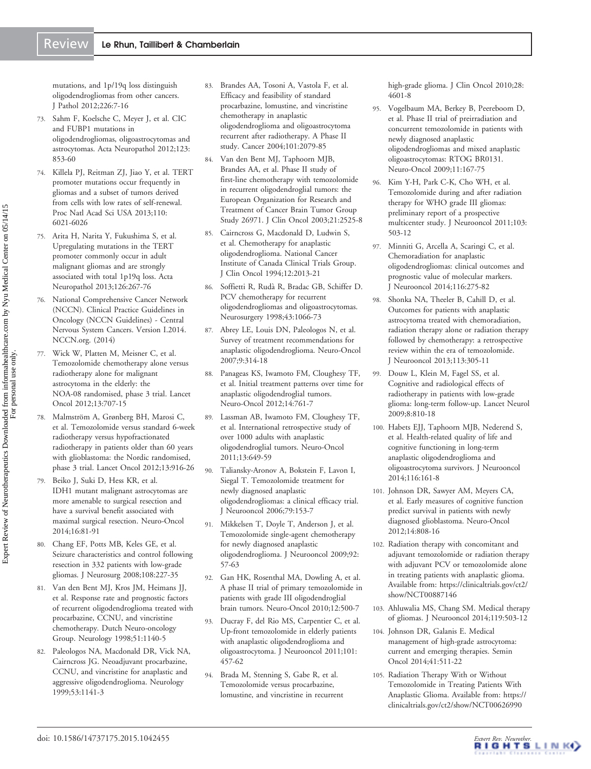mutations, and 1p/19q loss distinguish oligodendrogliomas from other cancers. J Pathol 2012;226:7-16

73. Sahm F, Koelsche C, Meyer J, et al. CIC and FUBP1 mutations in oligodendrogliomas, oligoastrocytomas and astrocytomas. Acta Neuropathol 2012;123:853-60
74. Killela PJ, Reitman ZJ, Jiao Y, et al. TERT promoter mutations occur frequently in gliomas and a subset of tumors derived from cells with low rates of self-renewal. Proc Natl Acad Sci USA 2013;110:6021-6026
75. Arita H, Narita Y, Fukushima S, et al. Upregulating mutations in the TERT promoter commonly occur in adult malignant gliomas and are strongly associated with total 1p19q loss. Acta Neuropathol 2013;126:267-76
76. National Comprehensive Cancer Network (NCCN). Clinical Practice Guidelines in Oncology (NCCN Guidelines) - Central Nervous System Cancers. Version I.2014. NCCN.org. (2014)
77. Wick W, Platten M, Meisner C, et al. Temozolomide chemotherapy alone versus radiotherapy alone for malignant astrocytoma in the elderly: the NOA-08 randomised, phase 3 trial. Lancet Oncol 2012;13:707-15
78. Malmström A, Grønberg BH, Marosi C, et al. Temozolomide versus standard 6-week radiotherapy versus hypofractionated radiotherapy in patients older than 60 years with glioblastoma: the Nordic randomised, phase 3 trial. Lancet Oncol 2012;13:916-26
79. Beiko J, Suki D, Hess KR, et al. IDH1 mutant malignant astrocytomas are more amenable to surgical resection and have a survival benefit associated with maximal surgical resection. Neuro-Oncol 2014;16:81-91
80. Chang EF, Potts MB, Keles GE, et al. Seizure characteristics and control following resection in 332 patients with low-grade gliomas. J Neurosurg 2008;108:227-35
81. Van den Bent MJ, Kros JM, Heimans JJ, et al. Response rate and prognostic factors of recurrent oligodendroglioma treated with procarbazine, CCNU, and vincristine chemotherapy. Dutch Neuro-oncology Group. Neurology 1998;51:1140-5
82. Paleologos NA, Macdonald DR, Vick NA, Cairncross JG. Neoadjuvant procarbazine, CCNU, and vincristine for anaplastic and aggressive oligodendroglioma. Neurology 1999;53:1141-3
83. Brandes AA, Tosoni A, Vastola F, et al. Efficacy and feasibility of standard procarbazine, lomustine, and vincristine chemotherapy in anaplastic oligodendroglioma and oligoastrocytoma recurrent after radiotherapy. A Phase II study. Cancer 2004;101:2079-85
84. Van den Bent MJ, Taphoorn MJB, Brandes AA, et al. Phase II study of first-line chemotherapy with temozolomide in recurrent oligodendroglial tumors: the European Organization for Research and Treatment of Cancer Brain Tumor Group Study 26971. J Clin Oncol 2003;21:2525-8
85. Cairncross G, Macdonald D, Ludwin S, et al. Chemotherapy for anaplastic oligodendroglioma. National Cancer Institute of Canada Clinical Trials Group. J Clin Oncol 1994;12:2013-21
86. Soffietti R, Rudà R, Bradac GB, Schiffer D. PCV chemotherapy for recurrent oligodendrogliomas and oligoastrocytomas. Neurosurgery 1998;43:1066-73
87. Abrey LE, Louis DN, Paleologos N, et al. Survey of treatment recommendations for anaplastic oligodendroglioma. Neuro-Oncol 2007;9:314-18
88. Panageas KS, Iwamoto FM, Cloughesy TF, et al. Initial treatment patterns over time for anaplastic oligodendroglial tumors. Neuro-Oncol 2012;14:761-7
89. Lassman AB, Iwamoto FM, Cloughesy TF, et al. International retrospective study of over 1000 adults with anaplastic oligodendroglial tumors. Neuro-Oncol 2011;13:649-59
90. Taliansky-Aronov A, Bokstein F, Lavon I, Siegal T. Temozolomide treatment for newly diagnosed anaplastic oligodendrogliomas: a clinical efficacy trial. J Neurooncol 2006;79:153-7
91. Mikkelsen T, Doyle T, Anderson J, et al. Temozolomide single-agent chemotherapy for newly diagnosed anaplastic oligodendroglioma. J Neurooncol 2009;92:57-63
92. Gan HK, Rosenthal MA, Dowling A, et al. A phase II trial of primary temozolomide in patients with grade III oligodendroglial brain tumors. Neuro-Oncol 2010;12:500-7
93. Ducray F, del Rio MS, Carpentier C, et al. Up-front temozolomide in elderly patients with anaplastic oligodendroglioma and oligoastrocytoma. J Neurooncol 2011;101:457-62
94. Brada M, Stenning S, Gabe R, et al. Temozolomide versus procarbazine, lomustine, and vincristine in recurrent high-grade glioma. J Clin Oncol 2010;28:4601-8
95. Vogelbaum MA, Berkey B, Peereboom D, et al. Phase II trial of preirradiation and concurrent temozolomide in patients with newly diagnosed anaplastic oligodendrogliomas and mixed anaplastic oligoastrocytomas: RTOG BR0131. Neuro-Oncol 2009;11:167-75
96. Kim Y-H, Park C-K, Cho WH, et al. Temozolomide during and after radiation therapy for WHO grade III gliomas: preliminary report of a prospective multicenter study. J Neurooncol 2011;103:503-12
97. Minniti G, Arcella A, Scaringi C, et al. Chemoradiation for anaplastic oligodendrogliomas: clinical outcomes and prognostic value of molecular markers. J Neurooncol 2014;116:275-82
98. Shonka NA, Theeler B, Cahill D, et al. Outcomes for patients with anaplastic astrocytoma treated with chemoradiation, radiation therapy alone or radiation therapy followed by chemotherapy: a retrospective review within the era of temozolomide. J Neurooncol 2013;113:305-11
99. Douw L, Klein M, Fagel SS, et al. Cognitive and radiological effects of radiotherapy in patients with low-grade glioma: long-term follow-up. Lancet Neurol 2009;8:810-18
100. Habets EJJ, Taphoorn MJB, Nederend S, et al. Health-related quality of life and cognitive functioning in long-term anaplastic oligodendroglioma and oligoastrocytoma survivors. J Neurooncol 2014;116:161-8
101. Johnson DR, Sawyer AM, Meyers CA, et al. Early measures of cognitive function predict survival in patients with newly diagnosed glioblastoma. Neuro-Oncol 2012;14:808-16
102. Radiation therapy with concomitant and adjuvant temozolomide or radiation therapy with adjuvant PCV or temozolomide alone in treating patients with anaplastic glioma. Available from: https://clinicaltrials.gov/ct2/show/NCT00887146
103. Ahluwalia MS, Chang SM. Medical therapy of gliomas. J Neurooncol 2014;119:503-12
104. Johnson DR, Galanis E. Medical management of high-grade astrocytoma: current and emerging therapies. Semin Oncol 2014;41:511-22
105. Radiation Therapy With or Without Temozolomide in Treating Patients With Anaplastic Glioma. Available from: https://clinicaltrials.gov/ct2/show/NCT00626990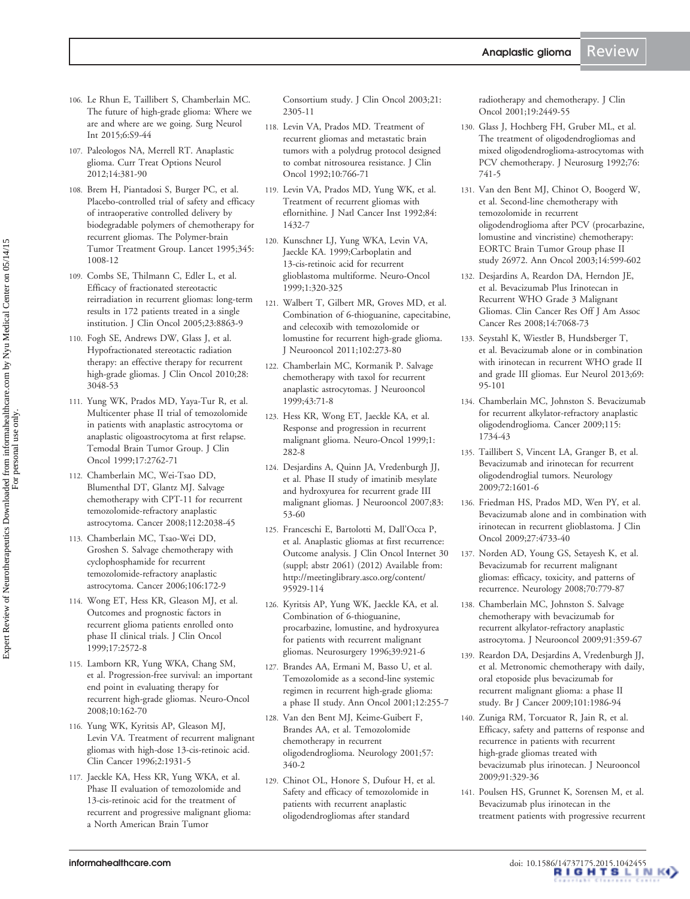106. Le Rhun E, Taillibert S, Chamberlain MC. The future of high-grade glioma: Where we are and where are we going. Surg Neurol Int 2015;6:S9-44

107. Paleologos NA, Merrell RT. Anaplastic glioma. Curr Treat Options Neurol 2012;14:381-90

108. Brem H, Piantadosi S, Burger PC, et al. Placebo-controlled trial of safety and efficacy of intraoperative controlled delivery by biodegradable polymers of chemotherapy for recurrent gliomas. The Polymer-brain Tumor Treatment Group. Lancet 1995;345:1008-12

109. Combs SE, Thilmann C, Edler L, et al. Efficacy of fractionated stereotactic reirradiation in recurrent gliomas: long-term results in 172 patients treated in a single institution. J Clin Oncol 2005;23:8863-9

110. Fogh SE, Andrews DW, Glass J, et al. Hypofractionated stereotactic radiation therapy: an effective therapy for recurrent high-grade gliomas. J Clin Oncol 2010;28:3048-53

111. Yung WK, Prados MD, Yaya-Tur R, et al. Multicenter phase II trial of temozolomide in patients with anaplastic astrocytoma or anaplastic oligoastrocytoma at first relapse. Temodal Brain Tumor Group. J Clin Oncol 1999;17:2762-71

112. Chamberlain MC, Wei-Tsao DD, Blumenthal DT, Glantz MJ. Salvage chemotherapy with CPT-11 for recurrent temozolomide-refractory anaplastic astrocytoma. Cancer 2008;112:2038-45

113. Chamberlain MC, Tsao-Wei DD, Groshen S. Salvage chemotherapy with cyclophosphamide for recurrent temozolomide-refractory anaplastic astrocytoma. Cancer 2006;106:172-9

114. Wong ET, Hess KR, Gleason MJ, et al. Outcomes and prognostic factors in recurrent glioma patients enrolled onto phase II clinical trials. J Clin Oncol 1999;17:2572-8

115. Lamborn KR, Yung WKA, Chang SM, et al. Progression-free survival: an important end point in evaluating therapy for recurrent high-grade gliomas. Neuro-Oncol 2008;10:162-70

116. Yung WK, Kyritsis AP, Gleason MJ, Levin VA. Treatment of recurrent malignant gliomas with high-dose 13-cis-retinoic acid. Clin Cancer 1996;2:1931-5

117. Jaeckle KA, Hess KR, Yung WKA, et al. Phase II evaluation of temozolomide and 13-cis-retinoic acid for the treatment of recurrent and progressive malignant glioma: a North American Brain Tumor Consortium study. J Clin Oncol 2003;21:2305-11

118. Levin VA, Prados MD. Treatment of recurrent gliomas and metastatic brain tumors with a polydrug protocol designed to combat nitrosourea resistance. J Clin Oncol 1992;10:766-71

119. Levin VA, Prados MD, Yung WK, et al. Treatment of recurrent gliomas with eflornithine. J Natl Cancer Inst 1992;84:1432-7

120. Kunschner LJ, Yung WKA, Levin VA, Jaeckle KA. 1999;Carboplatin and 13-cis-retinoic acid for recurrent glioblastoma multiforme. Neuro-Oncol 1999;1:320-325

121. Walbert T, Gilbert MR, Groves MD, et al. Combination of 6-thioguanine, capecitabine, and celecoxib with temozolomide or lomustine for recurrent high-grade glioma. J Neurooncol 2011;102:273-80

122. Chamberlain MC, Kormanik P. Salvage chemotherapy with taxol for recurrent anaplastic astrocytomas. J Neurooncol 1999;43:71-8

123. Hess KR, Wong ET, Jaeckle KA, et al. Response and progression in recurrent malignant glioma. Neuro-Oncol 1999;1:282-8

124. Desjardins A, Quinn JA, Vredenburgh JJ, et al. Phase II study of imatinib mesylate and hydroxyurea for recurrent grade III malignant gliomas. J Neurooncol 2007;83:53-60

125. Franceschi E, Bartolotti M, Dall'Occa P, et al. Anaplastic gliomas at first recurrence: Outcome analysis. J Clin Oncol Internet 30 (suppl; abstr 2061) (2012) Available from: http://meetinglibrary.asco.org/content/95929-114

126. Kyritsis AP, Yung WK, Jaeckle KA, et al. Combination of 6-thioguanine, procarbazine, lomustine, and hydroxyurea for patients with recurrent malignant gliomas. Neurosurgery 1996;39:921-6

127. Brandes AA, Ermani M, Basso U, et al. Temozolomide as a second-line systemic regimen in recurrent high-grade glioma: a phase II study. Ann Oncol 2001;12:255-7

128. Van den Bent MJ, Keime-Guibert F, Brandes AA, et al. Temozolomide chemotherapy in recurrent oligodendroglioma. Neurology 2001;57:340-2

129. Chinot OL, Honore S, Dufour H, et al. Safety and efficacy of temozolomide in patients with recurrent anaplastic oligodendrogliomas after standard radiotherapy and chemotherapy. J Clin Oncol 2001;19:2449-55

130. Glass J, Hochberg FH, Gruber ML, et al. The treatment of oligodendrogliomas and mixed oligodendroglioma-astrocytomas with PCV chemotherapy. J Neurosurg 1992;76:741-5

131. Van den Bent MJ, Chinot O, Boogerd W, et al. Second-line chemotherapy with temozolomide in recurrent oligodendroglioma after PCV (procarbazine, lomustine and vincristine) chemotherapy: EORTC Brain Tumor Group phase II study 26972. Ann Oncol 2003;14:599-602

132. Desjardins A, Reardon DA, Herndon JE, et al. Bevacizumab Plus Irinotecan in Recurrent WHO Grade 3 Malignant Gliomas. Clin Cancer Res Off J Am Assoc Cancer Res 2008;14:7068-73

133. Seystahl K, Wiestler B, Hundsberger T, et al. Bevacizumab alone or in combination with irinotecan in recurrent WHO grade II and grade III gliomas. Eur Neurol 2013;69:95-101

134. Chamberlain MC, Johnston S. Bevacizumab for recurrent alkylator-refractory anaplastic oligodendroglioma. Cancer 2009;115:1734-43

135. Taillibert S, Vincent LA, Granger B, et al. Bevacizumab and irinotecan for recurrent oligodendroglial tumors. Neurology 2009;72:1601-6

136. Friedman HS, Prados MD, Wen PY, et al. Bevacizumab alone and in combination with irinotecan in recurrent glioblastoma. J Clin Oncol 2009;27:4733-40

137. Norden AD, Young GS, Setayesh K, et al. Bevacizumab for recurrent malignant gliomas: efficacy, toxicity, and patterns of recurrence. Neurology 2008;70:779-87

138. Chamberlain MC, Johnston S. Salvage chemotherapy with bevacizumab for recurrent alkylator-refractory anaplastic astrocytoma. J Neurooncol 2009;91:359-67

139. Reardon DA, Desjardins A, Vredenburgh JJ, et al. Metronomic chemotherapy with daily, oral etoposide plus bevacizumab for recurrent malignant glioma: a phase II study. Br J Cancer 2009;101:1986-94

140. Zuniga RM, Torcuator R, Jain R, et al. Efficacy, safety and patterns of response and recurrence in patients with recurrent high-grade gliomas treated with bevacizumab plus irinotecan. J Neurooncol 2009;91:329-36

141. Poulsen HS, Grunnet K, Sorensen M, et al. Bevacizumab plus irinotecan in the treatment patients with progressive recurrent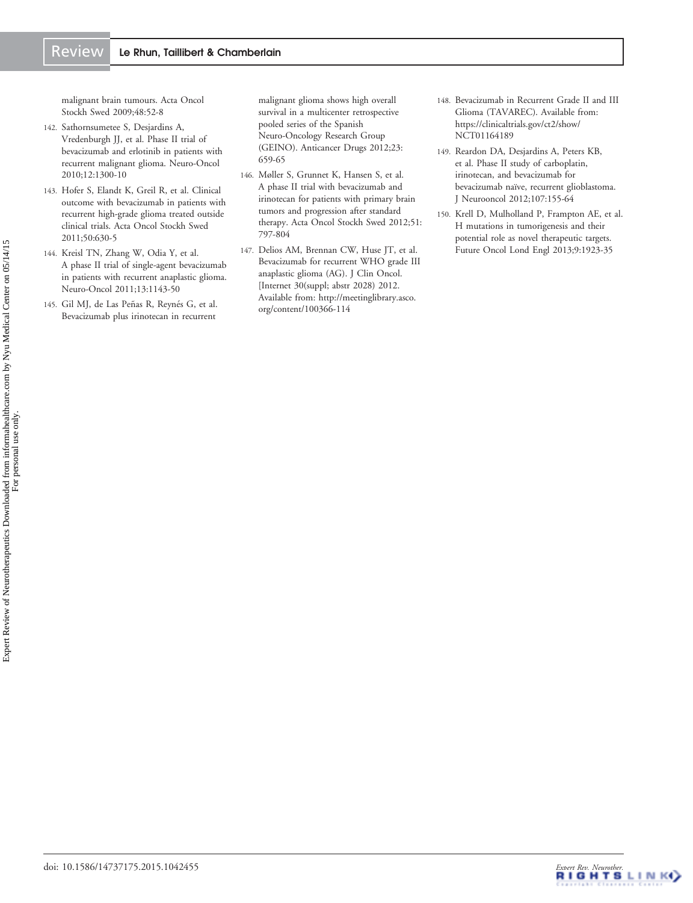malignant brain tumours. Acta Oncol Stockh Swed 2009;48:52-8

142. Sathornsumetee S, Desjardins A, Vredenburgh JJ, et al. Phase II trial of bevacizumab and erlotinib in patients with recurrent malignant glioma. Neuro-Oncol 2010;12:1300-10

143. Hofer S, Elandt K, Greil R, et al. Clinical outcome with bevacizumab in patients with recurrent high-grade glioma treated outside clinical trials. Acta Oncol Stockh Swed 2011;50:630-5

144. Kreisl TN, Zhang W, Odia Y, et al. A phase II trial of single-agent bevacizumab in patients with recurrent anaplastic glioma. Neuro-Oncol 2011;13:1143-50

145. Gil MJ, de Las Peñas R, Reynés G, et al. Bevacizumab plus irinotecan in recurrent malignant glioma shows high overall survival in a multicenter retrospective pooled series of the Spanish Neuro-Oncology Research Group (GEINO). Anticancer Drugs 2012;23: 659-65

146. Møller S, Grunnet K, Hansen S, et al. A phase II trial with bevacizumab and irinotecan for patients with primary brain tumors and progression after standard therapy. Acta Oncol Stockh Swed 2012;51: 797-804

147. Delios AM, Brennan CW, Huse JT, et al. Bevacizumab for recurrent WHO grade III anaplastic glioma (AG). J Clin Oncol. [Internet 30(suppl; abstr 2028) 2012. Available from: http://meetinglibrary.asco.org/content/100366-114

148. Bevacizumab in Recurrent Grade II and III Glioma (TAVAREC). Available from: https://clinicaltrials.gov/ct2/show/NCT01164189

149. Reardon DA, Desjardins A, Peters KB, et al. Phase II study of carboplatin, irinotecan, and bevacizumab for bevacizumab naïve, recurrent glioblastoma. J Neurooncol 2012;107:155-64

150. Krell D, Mulholland P, Frampton AE, et al. H mutations in tumorigenesis and their potential role as novel therapeutic targets. Future Oncol Lond Engl 2013;9:1923-35